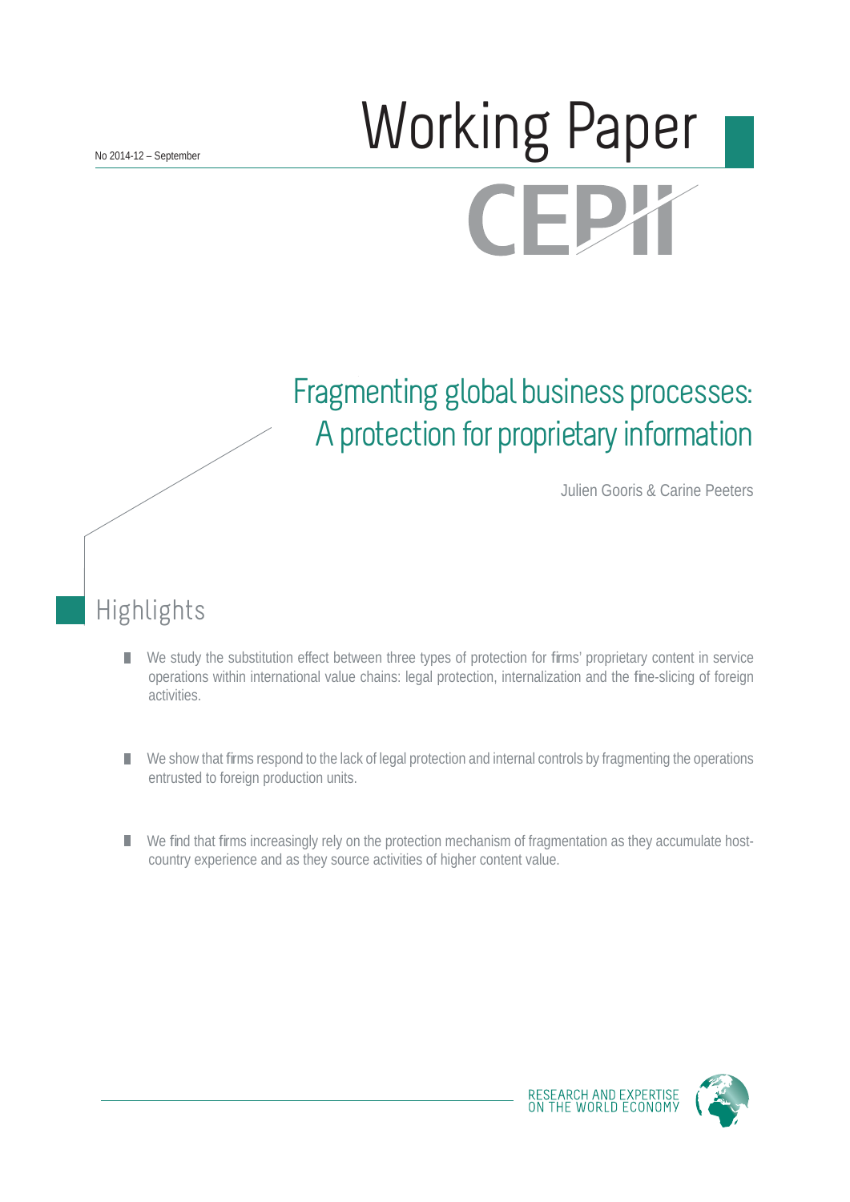No 2014-12 – September

# Working Paper

CEPII

# Fragmenting global business processes: A protection for proprietary information

Julien Gooris & Carine Peeters

## Highlights

- We study the substitution effect between three types of protection for firms' proprietary content in service operations within international value chains: legal protection, internalization and the fine-slicing of foreign activities.
- We show that firms respond to the lack of legal protection and internal controls by fragmenting the operations entrusted to foreign production units.
- We find that firms increasingly rely on the protection mechanism of fragmentation as they accumulate host-country experience and as they source activities of higher content value.

RESEARCH AND EXPERTISE ON THE WORLD ECONOMY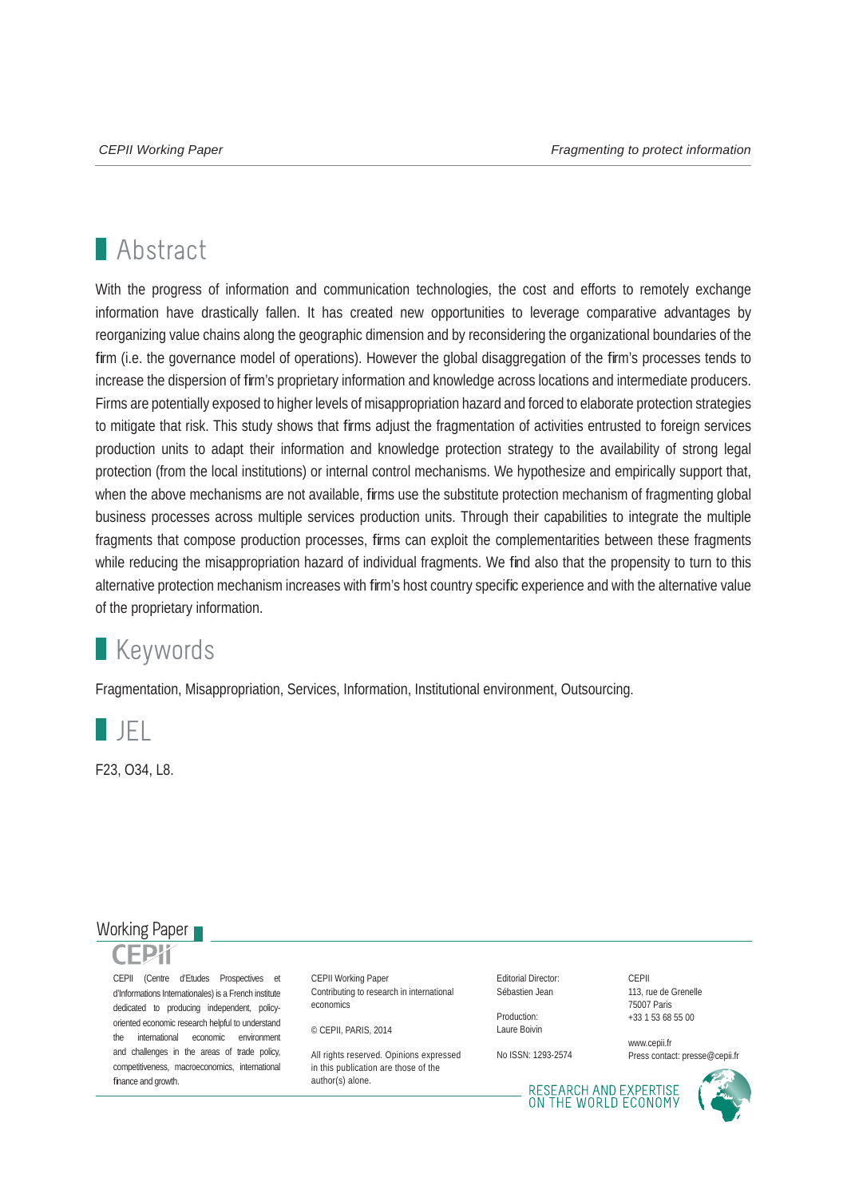## Abstract

With the progress of information and communication technologies, the cost and efforts to remotely exchange information have drastically fallen. It has created new opportunities to leverage comparative advantages by reorganizing value chains along the geographic dimension and by reconsidering the organizational boundaries of the firm (i.e. the governance model of operations). However the global disaggregation of the firm's processes tends to increase the dispersion of firm's proprietary information and knowledge across locations and intermediate producers. Firms are potentially exposed to higher levels of misappropriation hazard and forced to elaborate protection strategies to mitigate that risk. This study shows that firms adjust the fragmentation of activities entrusted to foreign services production units to adapt their information and knowledge protection strategy to the availability of strong legal protection (from the local institutions) or internal control mechanisms. We hypothesize and empirically support that, when the above mechanisms are not available, firms use the substitute protection mechanism of fragmenting global business processes across multiple services production units. Through their capabilities to integrate the multiple fragments that compose production processes, firms can exploit the complementarities between these fragments while reducing the misappropriation hazard of individual fragments. We find also that the propensity to turn to this alternative protection mechanism increases with firm's host country specific experience and with the alternative value of the proprietary information.

## Keywords

Fragmentation, Misappropriation, Services, Information, Institutional environment, Outsourcing.

## JEL

F23, O34, L8.

Working Paper

CEPII

CEPII (Centre d'Etudes Prospectives et d'Informations Internationales) is a French institute dedicated to producing independent, policy-oriented economic research helpful to understand the international economic environment and challenges in the areas of trade policy, competitiveness, macroeconomics, international finance and growth.

CEPII Working Paper
Contributing to research in international economics

© CEPII, PARIS, 2014

All rights reserved. Opinions expressed in this publication are those of the author(s) alone.

Editorial Director:
Sébastien Jean

Production:
Laure Boivin

No ISSN: 1293-2574

CEPII
113, rue de Grenelle
75007 Paris
+33 1 53 68 55 00

www.cepii.fr
Press contact: presse@cepii.fr

RESEARCH AND EXPERTISE ON THE WORLD ECONOMY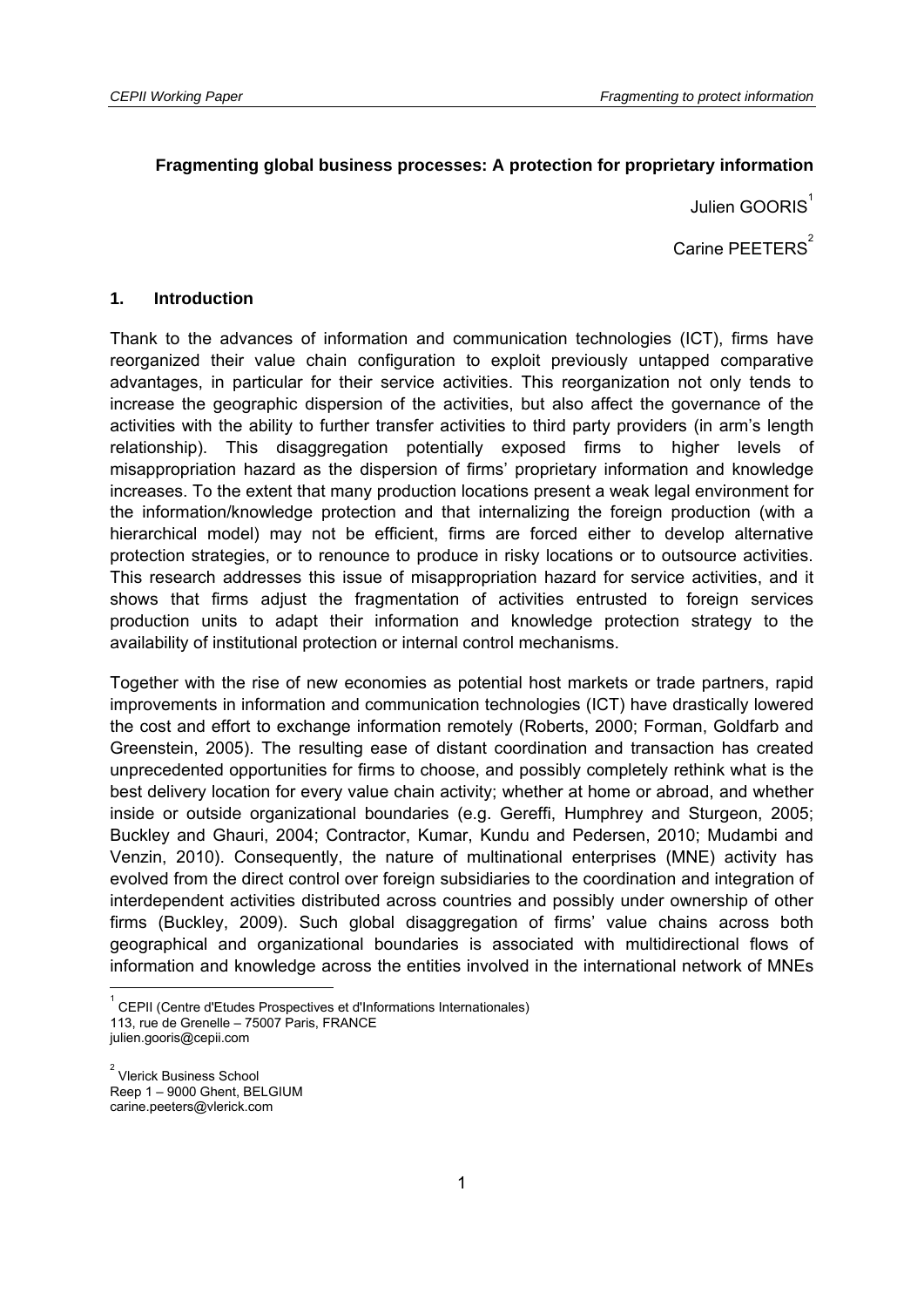## Fragmenting global business processes: A protection for proprietary information

Julien GOORIS[1]

Carine PEETERS[2]

### 1. Introduction

Thank to the advances of information and communication technologies (ICT), firms have reorganized their value chain configuration to exploit previously untapped comparative advantages, in particular for their service activities. This reorganization not only tends to increase the geographic dispersion of the activities, but also affect the governance of the activities with the ability to further transfer activities to third party providers (in arm's length relationship). This disaggregation potentially exposed firms to higher levels of misappropriation hazard as the dispersion of firms' proprietary information and knowledge increases. To the extent that many production locations present a weak legal environment for the information/knowledge protection and that internalizing the foreign production (with a hierarchical model) may not be efficient, firms are forced either to develop alternative protection strategies, or to renounce to produce in risky locations or to outsource activities. This research addresses this issue of misappropriation hazard for service activities, and it shows that firms adjust the fragmentation of activities entrusted to foreign services production units to adapt their information and knowledge protection strategy to the availability of institutional protection or internal control mechanisms.

Together with the rise of new economies as potential host markets or trade partners, rapid improvements in information and communication technologies (ICT) have drastically lowered the cost and effort to exchange information remotely (Roberts, 2000; Forman, Goldfarb and Greenstein, 2005). The resulting ease of distant coordination and transaction has created unprecedented opportunities for firms to choose, and possibly completely rethink what is the best delivery location for every value chain activity; whether at home or abroad, and whether inside or outside organizational boundaries (e.g. Gereffi, Humphrey and Sturgeon, 2005; Buckley and Ghauri, 2004; Contractor, Kumar, Kundu and Pedersen, 2010; Mudambi and Venzin, 2010). Consequently, the nature of multinational enterprises (MNE) activity has evolved from the direct control over foreign subsidiaries to the coordination and integration of interdependent activities distributed across countries and possibly under ownership of other firms (Buckley, 2009). Such global disaggregation of firms' value chains across both geographical and organizational boundaries is associated with multidirectional flows of information and knowledge across the entities involved in the international network of MNEs

---

[1] CEPII (Centre d'Etudes Prospectives et d'Informations Internationales)
113, rue de Grenelle – 75007 Paris, FRANCE
julien.gooris@cepii.com

[2] Vlerick Business School
Reep 1 – 9000 Ghent, BELGIUM
carine.peeters@vlerick.com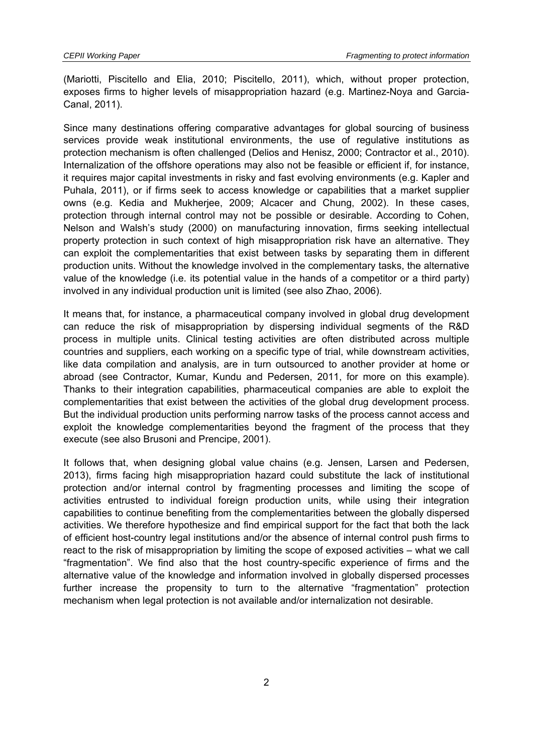(Mariotti, Piscitello and Elia, 2010; Piscitello, 2011), which, without proper protection, exposes firms to higher levels of misappropriation hazard (e.g. Martinez-Noya and Garcia-Canal, 2011).

Since many destinations offering comparative advantages for global sourcing of business services provide weak institutional environments, the use of regulative institutions as protection mechanism is often challenged (Delios and Henisz, 2000; Contractor et al., 2010). Internalization of the offshore operations may also not be feasible or efficient if, for instance, it requires major capital investments in risky and fast evolving environments (e.g. Kapler and Puhala, 2011), or if firms seek to access knowledge or capabilities that a market supplier owns (e.g. Kedia and Mukherjee, 2009; Alcacer and Chung, 2002). In these cases, protection through internal control may not be possible or desirable. According to Cohen, Nelson and Walsh's study (2000) on manufacturing innovation, firms seeking intellectual property protection in such context of high misappropriation risk have an alternative. They can exploit the complementarities that exist between tasks by separating them in different production units. Without the knowledge involved in the complementary tasks, the alternative value of the knowledge (i.e. its potential value in the hands of a competitor or a third party) involved in any individual production unit is limited (see also Zhao, 2006).

It means that, for instance, a pharmaceutical company involved in global drug development can reduce the risk of misappropriation by dispersing individual segments of the R&D process in multiple units. Clinical testing activities are often distributed across multiple countries and suppliers, each working on a specific type of trial, while downstream activities, like data compilation and analysis, are in turn outsourced to another provider at home or abroad (see Contractor, Kumar, Kundu and Pedersen, 2011, for more on this example). Thanks to their integration capabilities, pharmaceutical companies are able to exploit the complementarities that exist between the activities of the global drug development process. But the individual production units performing narrow tasks of the process cannot access and exploit the knowledge complementarities beyond the fragment of the process that they execute (see also Brusoni and Prencipe, 2001).

It follows that, when designing global value chains (e.g. Jensen, Larsen and Pedersen, 2013), firms facing high misappropriation hazard could substitute the lack of institutional protection and/or internal control by fragmenting processes and limiting the scope of activities entrusted to individual foreign production units, while using their integration capabilities to continue benefiting from the complementarities between the globally dispersed activities. We therefore hypothesize and find empirical support for the fact that both the lack of efficient host-country legal institutions and/or the absence of internal control push firms to react to the risk of misappropriation by limiting the scope of exposed activities – what we call "fragmentation". We find also that the host country-specific experience of firms and the alternative value of the knowledge and information involved in globally dispersed processes further increase the propensity to turn to the alternative "fragmentation" protection mechanism when legal protection is not available and/or internalization not desirable.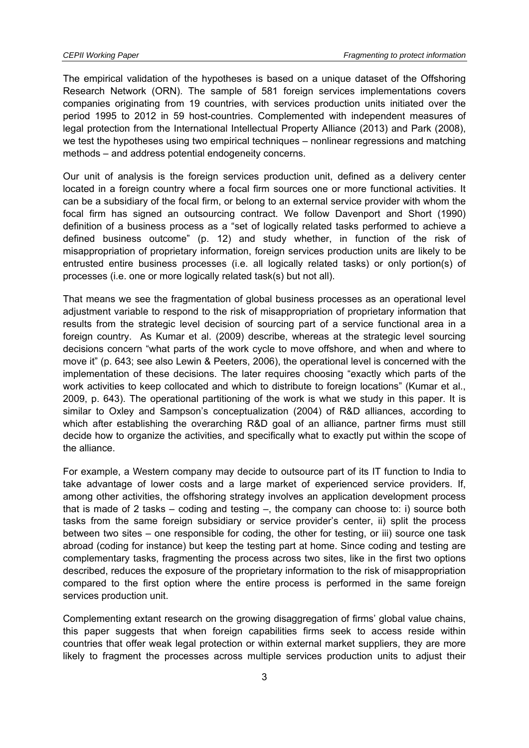The empirical validation of the hypotheses is based on a unique dataset of the Offshoring Research Network (ORN). The sample of 581 foreign services implementations covers companies originating from 19 countries, with services production units initiated over the period 1995 to 2012 in 59 host-countries. Complemented with independent measures of legal protection from the International Intellectual Property Alliance (2013) and Park (2008), we test the hypotheses using two empirical techniques – nonlinear regressions and matching methods – and address potential endogeneity concerns.

Our unit of analysis is the foreign services production unit, defined as a delivery center located in a foreign country where a focal firm sources one or more functional activities. It can be a subsidiary of the focal firm, or belong to an external service provider with whom the focal firm has signed an outsourcing contract. We follow Davenport and Short (1990) definition of a business process as a "set of logically related tasks performed to achieve a defined business outcome" (p. 12) and study whether, in function of the risk of misappropriation of proprietary information, foreign services production units are likely to be entrusted entire business processes (i.e. all logically related tasks) or only portion(s) of processes (i.e. one or more logically related task(s) but not all).

That means we see the fragmentation of global business processes as an operational level adjustment variable to respond to the risk of misappropriation of proprietary information that results from the strategic level decision of sourcing part of a service functional area in a foreign country. As Kumar et al. (2009) describe, whereas at the strategic level sourcing decisions concern "what parts of the work cycle to move offshore, and when and where to move it" (p. 643; see also Lewin & Peeters, 2006), the operational level is concerned with the implementation of these decisions. The later requires choosing "exactly which parts of the work activities to keep collocated and which to distribute to foreign locations" (Kumar et al., 2009, p. 643). The operational partitioning of the work is what we study in this paper. It is similar to Oxley and Sampson's conceptualization (2004) of R&D alliances, according to which after establishing the overarching R&D goal of an alliance, partner firms must still decide how to organize the activities, and specifically what to exactly put within the scope of the alliance.

For example, a Western company may decide to outsource part of its IT function to India to take advantage of lower costs and a large market of experienced service providers. If, among other activities, the offshoring strategy involves an application development process that is made of 2 tasks – coding and testing –, the company can choose to: i) source both tasks from the same foreign subsidiary or service provider's center, ii) split the process between two sites – one responsible for coding, the other for testing, or iii) source one task abroad (coding for instance) but keep the testing part at home. Since coding and testing are complementary tasks, fragmenting the process across two sites, like in the first two options described, reduces the exposure of the proprietary information to the risk of misappropriation compared to the first option where the entire process is performed in the same foreign services production unit.

Complementing extant research on the growing disaggregation of firms' global value chains, this paper suggests that when foreign capabilities firms seek to access reside within countries that offer weak legal protection or within external market suppliers, they are more likely to fragment the processes across multiple services production units to adjust their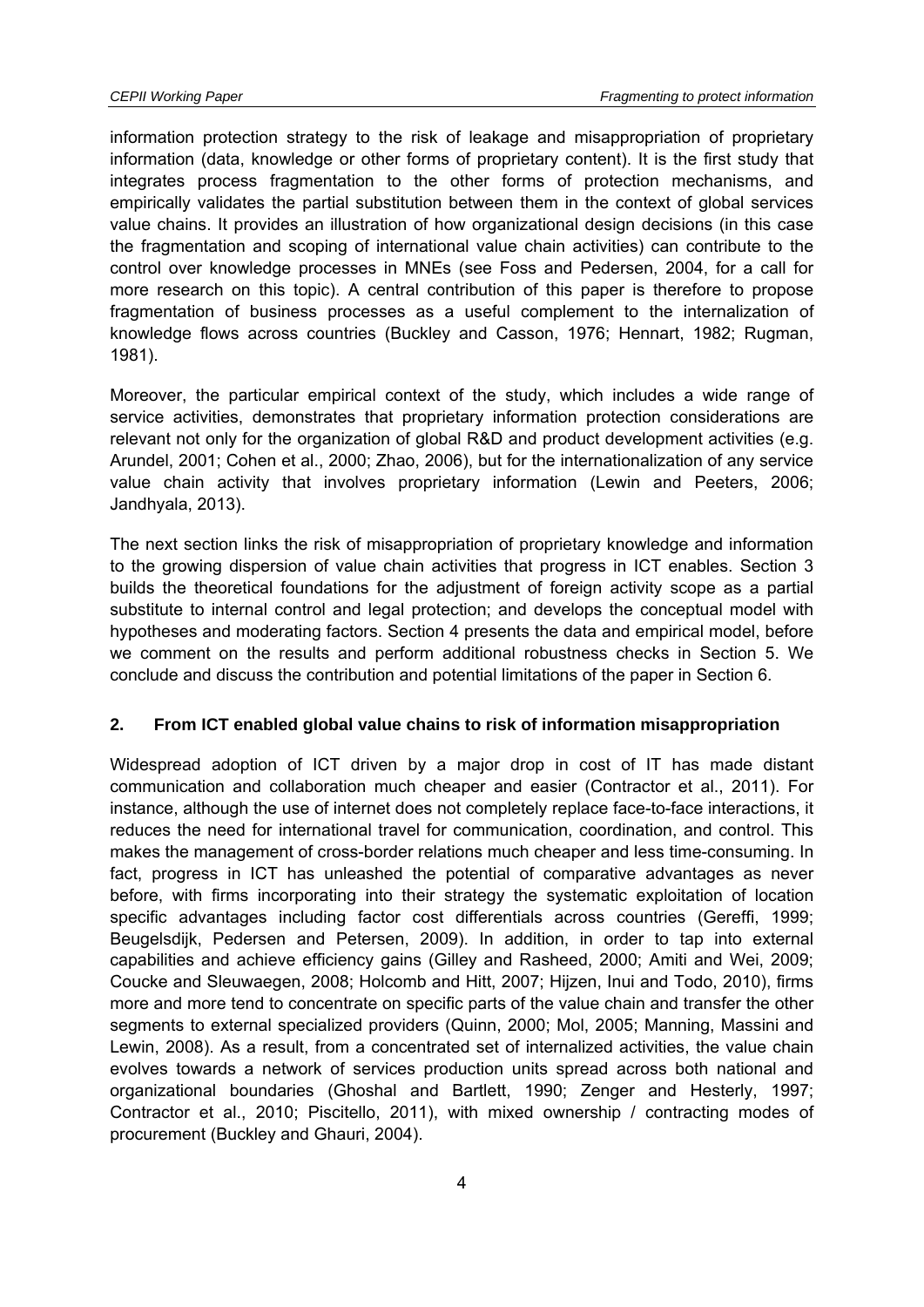information protection strategy to the risk of leakage and misappropriation of proprietary information (data, knowledge or other forms of proprietary content). It is the first study that integrates process fragmentation to the other forms of protection mechanisms, and empirically validates the partial substitution between them in the context of global services value chains. It provides an illustration of how organizational design decisions (in this case the fragmentation and scoping of international value chain activities) can contribute to the control over knowledge processes in MNEs (see Foss and Pedersen, 2004, for a call for more research on this topic). A central contribution of this paper is therefore to propose fragmentation of business processes as a useful complement to the internalization of knowledge flows across countries (Buckley and Casson, 1976; Hennart, 1982; Rugman, 1981).

Moreover, the particular empirical context of the study, which includes a wide range of service activities, demonstrates that proprietary information protection considerations are relevant not only for the organization of global R&D and product development activities (e.g. Arundel, 2001; Cohen et al., 2000; Zhao, 2006), but for the internationalization of any service value chain activity that involves proprietary information (Lewin and Peeters, 2006; Jandhyala, 2013).

The next section links the risk of misappropriation of proprietary knowledge and information to the growing dispersion of value chain activities that progress in ICT enables. Section 3 builds the theoretical foundations for the adjustment of foreign activity scope as a partial substitute to internal control and legal protection; and develops the conceptual model with hypotheses and moderating factors. Section 4 presents the data and empirical model, before we comment on the results and perform additional robustness checks in Section 5. We conclude and discuss the contribution and potential limitations of the paper in Section 6.

## 2. From ICT enabled global value chains to risk of information misappropriation

Widespread adoption of ICT driven by a major drop in cost of IT has made distant communication and collaboration much cheaper and easier (Contractor et al., 2011). For instance, although the use of internet does not completely replace face-to-face interactions, it reduces the need for international travel for communication, coordination, and control. This makes the management of cross-border relations much cheaper and less time-consuming. In fact, progress in ICT has unleashed the potential of comparative advantages as never before, with firms incorporating into their strategy the systematic exploitation of location specific advantages including factor cost differentials across countries (Gereffi, 1999; Beugelsdijk, Pedersen and Petersen, 2009). In addition, in order to tap into external capabilities and achieve efficiency gains (Gilley and Rasheed, 2000; Amiti and Wei, 2009; Coucke and Sleuwaegen, 2008; Holcomb and Hitt, 2007; Hijzen, Inui and Todo, 2010), firms more and more tend to concentrate on specific parts of the value chain and transfer the other segments to external specialized providers (Quinn, 2000; Mol, 2005; Manning, Massini and Lewin, 2008). As a result, from a concentrated set of internalized activities, the value chain evolves towards a network of services production units spread across both national and organizational boundaries (Ghoshal and Bartlett, 1990; Zenger and Hesterly, 1997; Contractor et al., 2010; Piscitello, 2011), with mixed ownership / contracting modes of procurement (Buckley and Ghauri, 2004).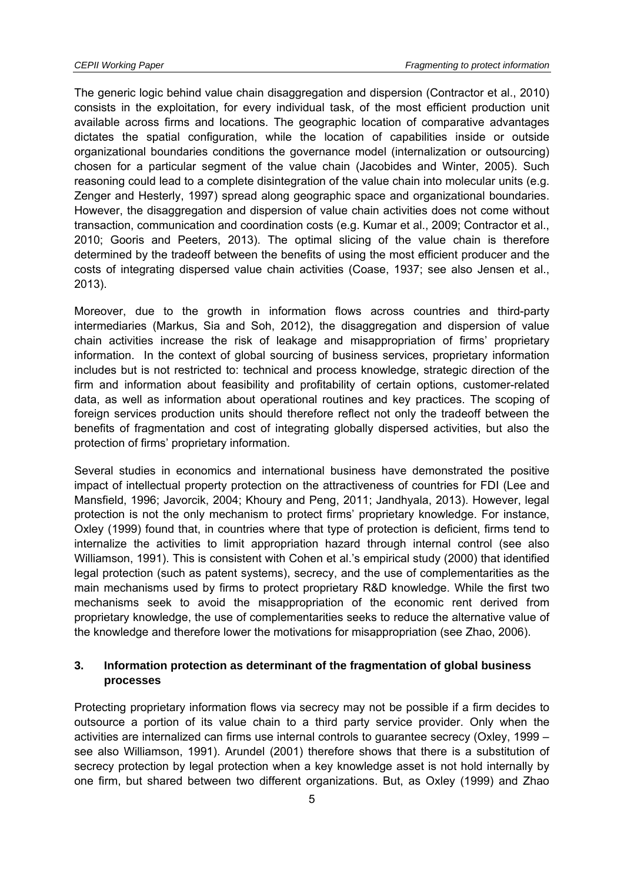The generic logic behind value chain disaggregation and dispersion (Contractor et al., 2010) consists in the exploitation, for every individual task, of the most efficient production unit available across firms and locations. The geographic location of comparative advantages dictates the spatial configuration, while the location of capabilities inside or outside organizational boundaries conditions the governance model (internalization or outsourcing) chosen for a particular segment of the value chain (Jacobides and Winter, 2005). Such reasoning could lead to a complete disintegration of the value chain into molecular units (e.g. Zenger and Hesterly, 1997) spread along geographic space and organizational boundaries. However, the disaggregation and dispersion of value chain activities does not come without transaction, communication and coordination costs (e.g. Kumar et al., 2009; Contractor et al., 2010; Gooris and Peeters, 2013). The optimal slicing of the value chain is therefore determined by the tradeoff between the benefits of using the most efficient producer and the costs of integrating dispersed value chain activities (Coase, 1937; see also Jensen et al., 2013).

Moreover, due to the growth in information flows across countries and third-party intermediaries (Markus, Sia and Soh, 2012), the disaggregation and dispersion of value chain activities increase the risk of leakage and misappropriation of firms' proprietary information. In the context of global sourcing of business services, proprietary information includes but is not restricted to: technical and process knowledge, strategic direction of the firm and information about feasibility and profitability of certain options, customer-related data, as well as information about operational routines and key practices. The scoping of foreign services production units should therefore reflect not only the tradeoff between the benefits of fragmentation and cost of integrating globally dispersed activities, but also the protection of firms' proprietary information.

Several studies in economics and international business have demonstrated the positive impact of intellectual property protection on the attractiveness of countries for FDI (Lee and Mansfield, 1996; Javorcik, 2004; Khoury and Peng, 2011; Jandhyala, 2013). However, legal protection is not the only mechanism to protect firms' proprietary knowledge. For instance, Oxley (1999) found that, in countries where that type of protection is deficient, firms tend to internalize the activities to limit appropriation hazard through internal control (see also Williamson, 1991). This is consistent with Cohen et al.'s empirical study (2000) that identified legal protection (such as patent systems), secrecy, and the use of complementarities as the main mechanisms used by firms to protect proprietary R&D knowledge. While the first two mechanisms seek to avoid the misappropriation of the economic rent derived from proprietary knowledge, the use of complementarities seeks to reduce the alternative value of the knowledge and therefore lower the motivations for misappropriation (see Zhao, 2006).

## 3. Information protection as determinant of the fragmentation of global business processes

Protecting proprietary information flows via secrecy may not be possible if a firm decides to outsource a portion of its value chain to a third party service provider. Only when the activities are internalized can firms use internal controls to guarantee secrecy (Oxley, 1999 – see also Williamson, 1991). Arundel (2001) therefore shows that there is a substitution of secrecy protection by legal protection when a key knowledge asset is not hold internally by one firm, but shared between two different organizations. But, as Oxley (1999) and Zhao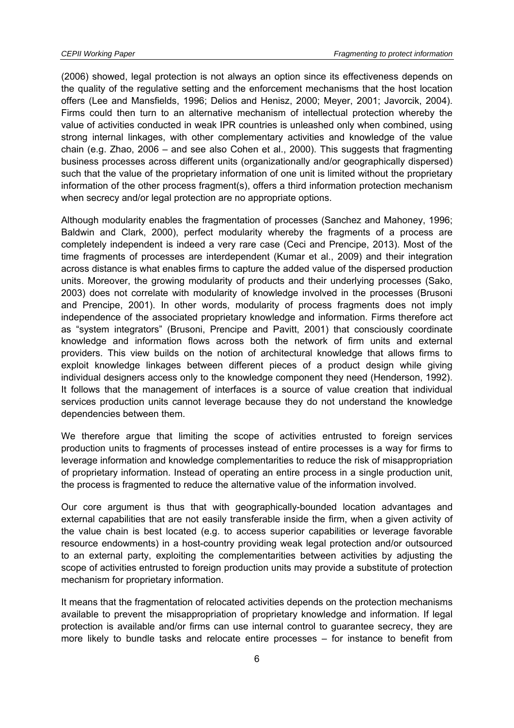(2006) showed, legal protection is not always an option since its effectiveness depends on the quality of the regulative setting and the enforcement mechanisms that the host location offers (Lee and Mansfields, 1996; Delios and Henisz, 2000; Meyer, 2001; Javorcik, 2004). Firms could then turn to an alternative mechanism of intellectual protection whereby the value of activities conducted in weak IPR countries is unleashed only when combined, using strong internal linkages, with other complementary activities and knowledge of the value chain (e.g. Zhao, 2006 – and see also Cohen et al., 2000). This suggests that fragmenting business processes across different units (organizationally and/or geographically dispersed) such that the value of the proprietary information of one unit is limited without the proprietary information of the other process fragment(s), offers a third information protection mechanism when secrecy and/or legal protection are no appropriate options.

Although modularity enables the fragmentation of processes (Sanchez and Mahoney, 1996; Baldwin and Clark, 2000), perfect modularity whereby the fragments of a process are completely independent is indeed a very rare case (Ceci and Prencipe, 2013). Most of the time fragments of processes are interdependent (Kumar et al., 2009) and their integration across distance is what enables firms to capture the added value of the dispersed production units. Moreover, the growing modularity of products and their underlying processes (Sako, 2003) does not correlate with modularity of knowledge involved in the processes (Brusoni and Prencipe, 2001). In other words, modularity of process fragments does not imply independence of the associated proprietary knowledge and information. Firms therefore act as "system integrators" (Brusoni, Prencipe and Pavitt, 2001) that consciously coordinate knowledge and information flows across both the network of firm units and external providers. This view builds on the notion of architectural knowledge that allows firms to exploit knowledge linkages between different pieces of a product design while giving individual designers access only to the knowledge component they need (Henderson, 1992). It follows that the management of interfaces is a source of value creation that individual services production units cannot leverage because they do not understand the knowledge dependencies between them.

We therefore argue that limiting the scope of activities entrusted to foreign services production units to fragments of processes instead of entire processes is a way for firms to leverage information and knowledge complementarities to reduce the risk of misappropriation of proprietary information. Instead of operating an entire process in a single production unit, the process is fragmented to reduce the alternative value of the information involved.

Our core argument is thus that with geographically-bounded location advantages and external capabilities that are not easily transferable inside the firm, when a given activity of the value chain is best located (e.g. to access superior capabilities or leverage favorable resource endowments) in a host-country providing weak legal protection and/or outsourced to an external party, exploiting the complementarities between activities by adjusting the scope of activities entrusted to foreign production units may provide a substitute of protection mechanism for proprietary information.

It means that the fragmentation of relocated activities depends on the protection mechanisms available to prevent the misappropriation of proprietary knowledge and information. If legal protection is available and/or firms can use internal control to guarantee secrecy, they are more likely to bundle tasks and relocate entire processes – for instance to benefit from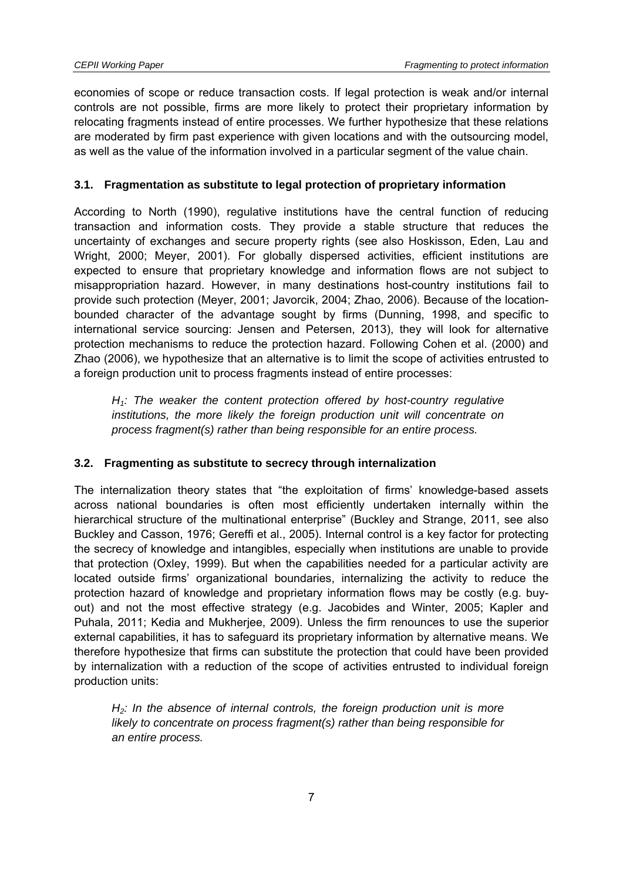economies of scope or reduce transaction costs. If legal protection is weak and/or internal controls are not possible, firms are more likely to protect their proprietary information by relocating fragments instead of entire processes. We further hypothesize that these relations are moderated by firm past experience with given locations and with the outsourcing model, as well as the value of the information involved in a particular segment of the value chain.

### 3.1. Fragmentation as substitute to legal protection of proprietary information

According to North (1990), regulative institutions have the central function of reducing transaction and information costs. They provide a stable structure that reduces the uncertainty of exchanges and secure property rights (see also Hoskisson, Eden, Lau and Wright, 2000; Meyer, 2001). For globally dispersed activities, efficient institutions are expected to ensure that proprietary knowledge and information flows are not subject to misappropriation hazard. However, in many destinations host-country institutions fail to provide such protection (Meyer, 2001; Javorcik, 2004; Zhao, 2006). Because of the location-bounded character of the advantage sought by firms (Dunning, 1998, and specific to international service sourcing: Jensen and Petersen, 2013), they will look for alternative protection mechanisms to reduce the protection hazard. Following Cohen et al. (2000) and Zhao (2006), we hypothesize that an alternative is to limit the scope of activities entrusted to a foreign production unit to process fragments instead of entire processes:

> *$H_1$: The weaker the content protection offered by host-country regulative institutions, the more likely the foreign production unit will concentrate on process fragment(s) rather than being responsible for an entire process.*

### 3.2. Fragmenting as substitute to secrecy through internalization

The internalization theory states that "the exploitation of firms' knowledge-based assets across national boundaries is often most efficiently undertaken internally within the hierarchical structure of the multinational enterprise" (Buckley and Strange, 2011, see also Buckley and Casson, 1976; Gereffi et al., 2005). Internal control is a key factor for protecting the secrecy of knowledge and intangibles, especially when institutions are unable to provide that protection (Oxley, 1999). But when the capabilities needed for a particular activity are located outside firms' organizational boundaries, internalizing the activity to reduce the protection hazard of knowledge and proprietary information flows may be costly (e.g. buy-out) and not the most effective strategy (e.g. Jacobides and Winter, 2005; Kapler and Puhala, 2011; Kedia and Mukherjee, 2009). Unless the firm renounces to use the superior external capabilities, it has to safeguard its proprietary information by alternative means. We therefore hypothesize that firms can substitute the protection that could have been provided by internalization with a reduction of the scope of activities entrusted to individual foreign production units:

> *$H_2$: In the absence of internal controls, the foreign production unit is more likely to concentrate on process fragment(s) rather than being responsible for an entire process.*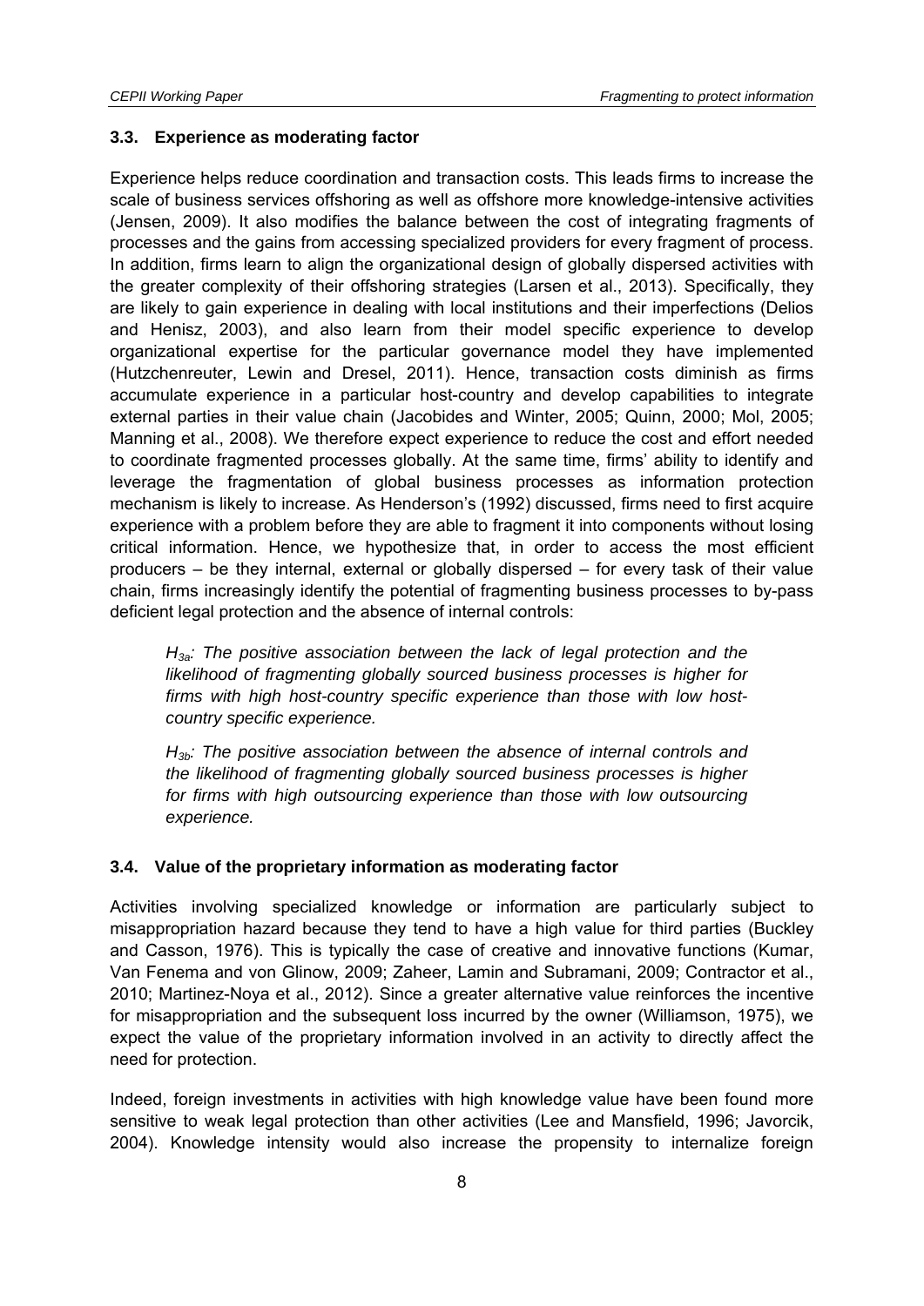### 3.3. Experience as moderating factor

Experience helps reduce coordination and transaction costs. This leads firms to increase the scale of business services offshoring as well as offshore more knowledge-intensive activities (Jensen, 2009). It also modifies the balance between the cost of integrating fragments of processes and the gains from accessing specialized providers for every fragment of process. In addition, firms learn to align the organizational design of globally dispersed activities with the greater complexity of their offshoring strategies (Larsen et al., 2013). Specifically, they are likely to gain experience in dealing with local institutions and their imperfections (Delios and Henisz, 2003), and also learn from their model specific experience to develop organizational expertise for the particular governance model they have implemented (Hutzchenreuter, Lewin and Dresel, 2011). Hence, transaction costs diminish as firms accumulate experience in a particular host-country and develop capabilities to integrate external parties in their value chain (Jacobides and Winter, 2005; Quinn, 2000; Mol, 2005; Manning et al., 2008). We therefore expect experience to reduce the cost and effort needed to coordinate fragmented processes globally. At the same time, firms' ability to identify and leverage the fragmentation of global business processes as information protection mechanism is likely to increase. As Henderson's (1992) discussed, firms need to first acquire experience with a problem before they are able to fragment it into components without losing critical information. Hence, we hypothesize that, in order to access the most efficient producers – be they internal, external or globally dispersed – for every task of their value chain, firms increasingly identify the potential of fragmenting business processes to by-pass deficient legal protection and the absence of internal controls:

> *$H_{3a}$: The positive association between the lack of legal protection and the likelihood of fragmenting globally sourced business processes is higher for firms with high host-country specific experience than those with low host-country specific experience.*

> *$H_{3b}$: The positive association between the absence of internal controls and the likelihood of fragmenting globally sourced business processes is higher for firms with high outsourcing experience than those with low outsourcing experience.*

### 3.4. Value of the proprietary information as moderating factor

Activities involving specialized knowledge or information are particularly subject to misappropriation hazard because they tend to have a high value for third parties (Buckley and Casson, 1976). This is typically the case of creative and innovative functions (Kumar, Van Fenema and von Glinow, 2009; Zaheer, Lamin and Subramani, 2009; Contractor et al., 2010; Martinez-Noya et al., 2012). Since a greater alternative value reinforces the incentive for misappropriation and the subsequent loss incurred by the owner (Williamson, 1975), we expect the value of the proprietary information involved in an activity to directly affect the need for protection.

Indeed, foreign investments in activities with high knowledge value have been found more sensitive to weak legal protection than other activities (Lee and Mansfield, 1996; Javorcik, 2004). Knowledge intensity would also increase the propensity to internalize foreign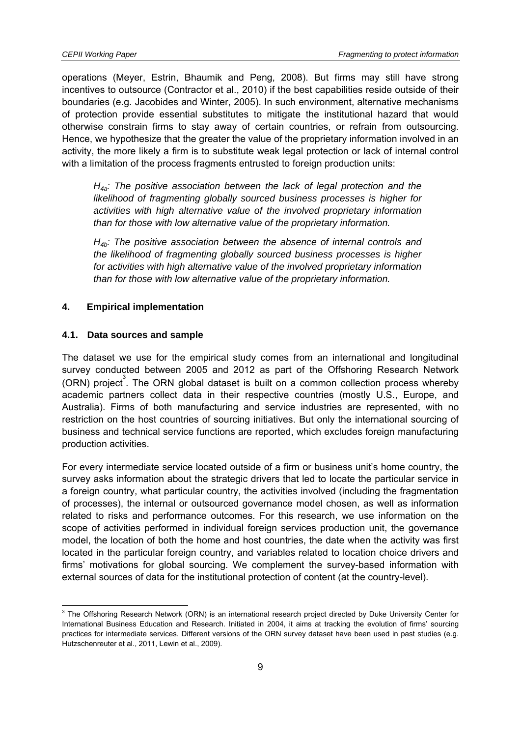operations (Meyer, Estrin, Bhaumik and Peng, 2008). But firms may still have strong incentives to outsource (Contractor et al., 2010) if the best capabilities reside outside of their boundaries (e.g. Jacobides and Winter, 2005). In such environment, alternative mechanisms of protection provide essential substitutes to mitigate the institutional hazard that would otherwise constrain firms to stay away of certain countries, or refrain from outsourcing. Hence, we hypothesize that the greater the value of the proprietary information involved in an activity, the more likely a firm is to substitute weak legal protection or lack of internal control with a limitation of the process fragments entrusted to foreign production units:

> *$H_{4a}$: The positive association between the lack of legal protection and the likelihood of fragmenting globally sourced business processes is higher for activities with high alternative value of the involved proprietary information than for those with low alternative value of the proprietary information.*
>
> *$H_{4b}$: The positive association between the absence of internal controls and the likelihood of fragmenting globally sourced business processes is higher for activities with high alternative value of the involved proprietary information than for those with low alternative value of the proprietary information.*

## 4. Empirical implementation

### 4.1. Data sources and sample

The dataset we use for the empirical study comes from an international and longitudinal survey conducted between 2005 and 2012 as part of the Offshoring Research Network (ORN) project[3]. The ORN global dataset is built on a common collection process whereby academic partners collect data in their respective countries (mostly U.S., Europe, and Australia). Firms of both manufacturing and service industries are represented, with no restriction on the host countries of sourcing initiatives. But only the international sourcing of business and technical service functions are reported, which excludes foreign manufacturing production activities.

For every intermediate service located outside of a firm or business unit's home country, the survey asks information about the strategic drivers that led to locate the particular service in a foreign country, what particular country, the activities involved (including the fragmentation of processes), the internal or outsourced governance model chosen, as well as information related to risks and performance outcomes. For this research, we use information on the scope of activities performed in individual foreign services production unit, the governance model, the location of both the home and host countries, the date when the activity was first located in the particular foreign country, and variables related to location choice drivers and firms' motivations for global sourcing. We complement the survey-based information with external sources of data for the institutional protection of content (at the country-level).

[3] The Offshoring Research Network (ORN) is an international research project directed by Duke University Center for International Business Education and Research. Initiated in 2004, it aims at tracking the evolution of firms' sourcing practices for intermediate services. Different versions of the ORN survey dataset have been used in past studies (e.g. Hutzschenreuter et al., 2011, Lewin et al., 2009).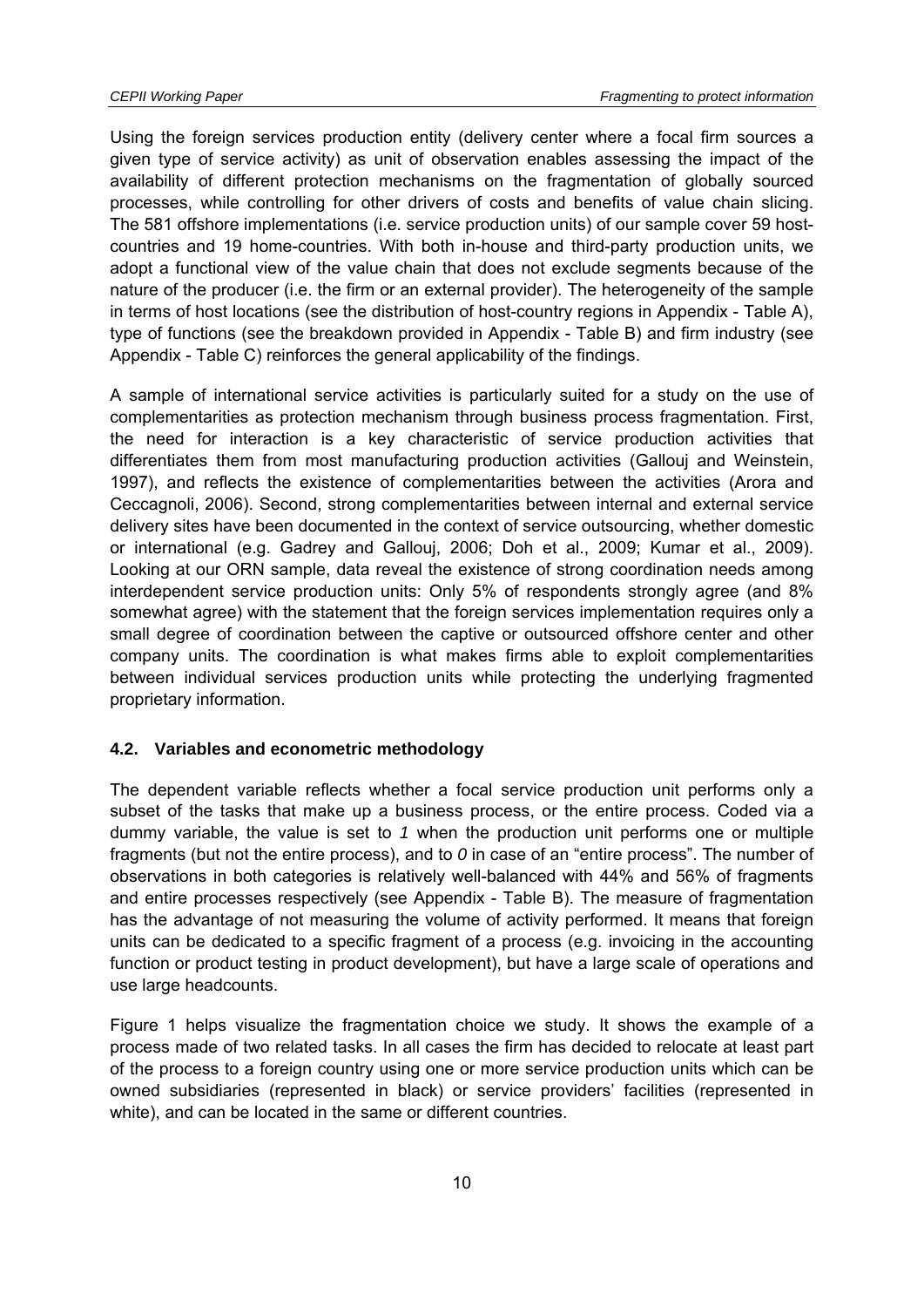Using the foreign services production entity (delivery center where a focal firm sources a given type of service activity) as unit of observation enables assessing the impact of the availability of different protection mechanisms on the fragmentation of globally sourced processes, while controlling for other drivers of costs and benefits of value chain slicing. The 581 offshore implementations (i.e. service production units) of our sample cover 59 host-countries and 19 home-countries. With both in-house and third-party production units, we adopt a functional view of the value chain that does not exclude segments because of the nature of the producer (i.e. the firm or an external provider). The heterogeneity of the sample in terms of host locations (see the distribution of host-country regions in Appendix - Table A), type of functions (see the breakdown provided in Appendix - Table B) and firm industry (see Appendix - Table C) reinforces the general applicability of the findings.

A sample of international service activities is particularly suited for a study on the use of complementarities as protection mechanism through business process fragmentation. First, the need for interaction is a key characteristic of service production activities that differentiates them from most manufacturing production activities (Gallouj and Weinstein, 1997), and reflects the existence of complementarities between the activities (Arora and Ceccagnoli, 2006). Second, strong complementarities between internal and external service delivery sites have been documented in the context of service outsourcing, whether domestic or international (e.g. Gadrey and Gallouj, 2006; Doh et al., 2009; Kumar et al., 2009). Looking at our ORN sample, data reveal the existence of strong coordination needs among interdependent service production units: Only 5% of respondents strongly agree (and 8% somewhat agree) with the statement that the foreign services implementation requires only a small degree of coordination between the captive or outsourced offshore center and other company units. The coordination is what makes firms able to exploit complementarities between individual services production units while protecting the underlying fragmented proprietary information.

### 4.2. Variables and econometric methodology

The dependent variable reflects whether a focal service production unit performs only a subset of the tasks that make up a business process, or the entire process. Coded via a dummy variable, the value is set to *1* when the production unit performs one or multiple fragments (but not the entire process), and to *0* in case of an "entire process". The number of observations in both categories is relatively well-balanced with 44% and 56% of fragments and entire processes respectively (see Appendix - Table B). The measure of fragmentation has the advantage of not measuring the volume of activity performed. It means that foreign units can be dedicated to a specific fragment of a process (e.g. invoicing in the accounting function or product testing in product development), but have a large scale of operations and use large headcounts.

Figure 1 helps visualize the fragmentation choice we study. It shows the example of a process made of two related tasks. In all cases the firm has decided to relocate at least part of the process to a foreign country using one or more service production units which can be owned subsidiaries (represented in black) or service providers' facilities (represented in white), and can be located in the same or different countries.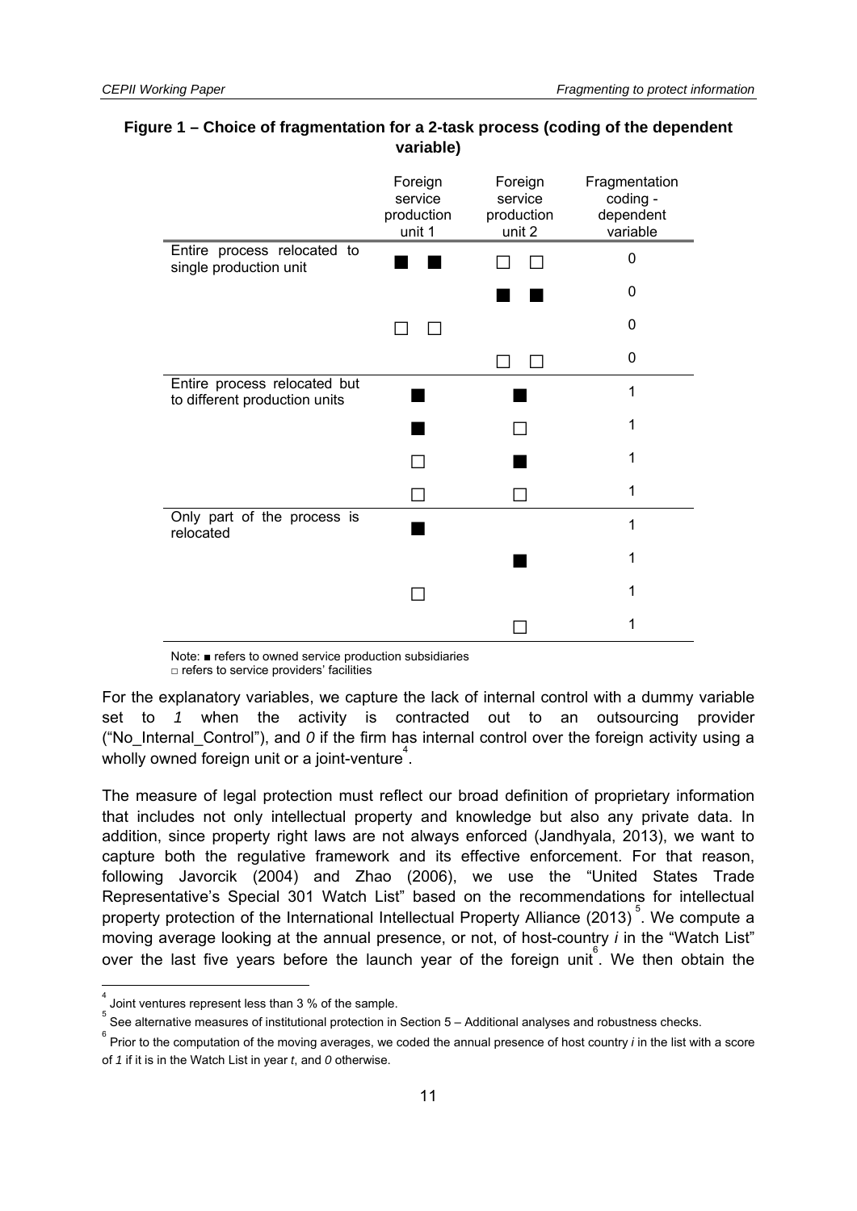**Figure 1 – Choice of fragmentation for a 2-task process (coding of the dependent variable)**

| | Foreign service production unit 1 | Foreign service production unit 2 | Fragmentation coding - dependent variable |
|---|---|---|---|
| Entire process relocated to single production unit | ■ ■ | □ □ | 0 |
| | | ■ ■ | 0 |
| | □ □ | | 0 |
| | | □ □ | 0 |
| Entire process relocated but to different production units | ■ | ■ | 1 |
| | ■ | □ | 1 |
| | □ | ■ | 1 |
| | □ | □ | 1 |
| Only part of the process is relocated | ■ | | 1 |
| | | ■ | 1 |
| | □ | | 1 |
| | | □ | 1 |

Note: ■ refers to owned service production subsidiaries
□ refers to service providers' facilities

For the explanatory variables, we capture the lack of internal control with a dummy variable set to *1* when the activity is contracted out to an outsourcing provider ("No_Internal_Control"), and *0* if the firm has internal control over the foreign activity using a wholly owned foreign unit or a joint-venture[4].

The measure of legal protection must reflect our broad definition of proprietary information that includes not only intellectual property and knowledge but also any private data. In addition, since property right laws are not always enforced (Jandhyala, 2013), we want to capture both the regulative framework and its effective enforcement. For that reason, following Javorcik (2004) and Zhao (2006), we use the "United States Trade Representative's Special 301 Watch List" based on the recommendations for intellectual property protection of the International Intellectual Property Alliance (2013)[5]. We compute a moving average looking at the annual presence, or not, of host-country *i* in the "Watch List" over the last five years before the launch year of the foreign unit[6]. We then obtain the

[4] Joint ventures represent less than 3 % of the sample.

[5] See alternative measures of institutional protection in Section 5 – Additional analyses and robustness checks.

[6] Prior to the computation of the moving averages, we coded the annual presence of host country *i* in the list with a score of *1* if it is in the Watch List in year *t*, and *0* otherwise.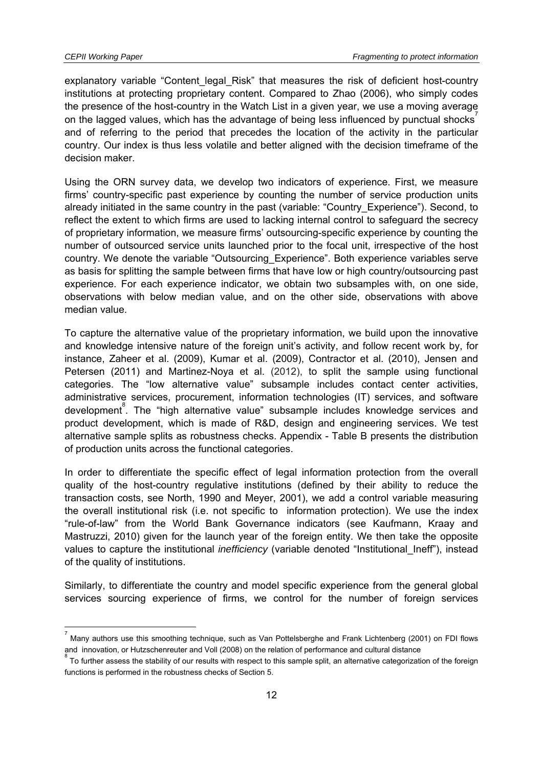explanatory variable "Content_legal_Risk" that measures the risk of deficient host-country institutions at protecting proprietary content. Compared to Zhao (2006), who simply codes the presence of the host-country in the Watch List in a given year, we use a moving average on the lagged values, which has the advantage of being less influenced by punctual shocks[7] and of referring to the period that precedes the location of the activity in the particular country. Our index is thus less volatile and better aligned with the decision timeframe of the decision maker.

Using the ORN survey data, we develop two indicators of experience. First, we measure firms' country-specific past experience by counting the number of service production units already initiated in the same country in the past (variable: "Country_Experience"). Second, to reflect the extent to which firms are used to lacking internal control to safeguard the secrecy of proprietary information, we measure firms' outsourcing-specific experience by counting the number of outsourced service units launched prior to the focal unit, irrespective of the host country. We denote the variable "Outsourcing_Experience". Both experience variables serve as basis for splitting the sample between firms that have low or high country/outsourcing past experience. For each experience indicator, we obtain two subsamples with, on one side, observations with below median value, and on the other side, observations with above median value.

To capture the alternative value of the proprietary information, we build upon the innovative and knowledge intensive nature of the foreign unit's activity, and follow recent work by, for instance, Zaheer et al. (2009), Kumar et al. (2009), Contractor et al. (2010), Jensen and Petersen (2011) and Martinez-Noya et al. (2012), to split the sample using functional categories. The "low alternative value" subsample includes contact center activities, administrative services, procurement, information technologies (IT) services, and software development[8]. The "high alternative value" subsample includes knowledge services and product development, which is made of R&D, design and engineering services. We test alternative sample splits as robustness checks. Appendix - Table B presents the distribution of production units across the functional categories.

In order to differentiate the specific effect of legal information protection from the overall quality of the host-country regulative institutions (defined by their ability to reduce the transaction costs, see North, 1990 and Meyer, 2001), we add a control variable measuring the overall institutional risk (i.e. not specific to information protection). We use the index "rule-of-law" from the World Bank Governance indicators (see Kaufmann, Kraay and Mastruzzi, 2010) given for the launch year of the foreign entity. We then take the opposite values to capture the institutional *inefficiency* (variable denoted "Institutional_Ineff"), instead of the quality of institutions.

Similarly, to differentiate the country and model specific experience from the general global services sourcing experience of firms, we control for the number of foreign services

---

[7] Many authors use this smoothing technique, such as Van Pottelsberghe and Frank Lichtenberg (2001) on FDI flows and innovation, or Hutzschenreuter and Voll (2008) on the relation of performance and cultural distance

[8] To further assess the stability of our results with respect to this sample split, an alternative categorization of the foreign functions is performed in the robustness checks of Section 5.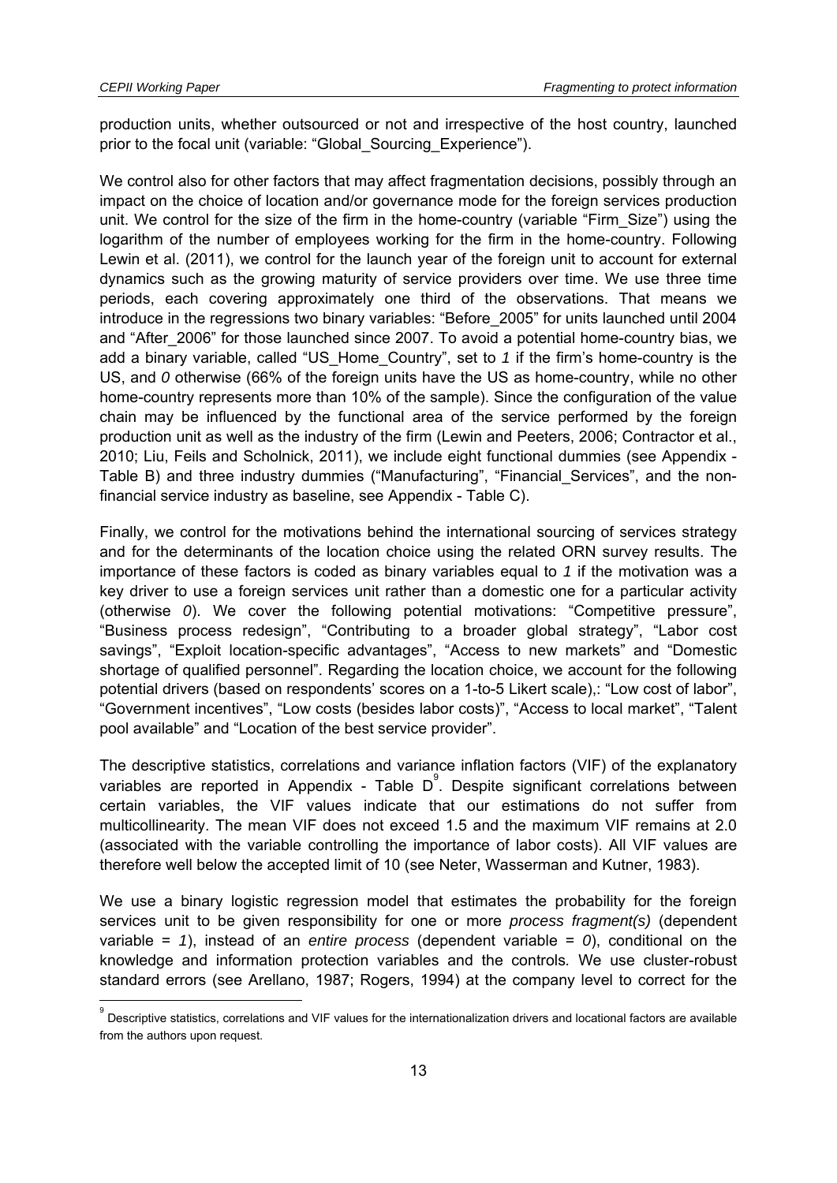production units, whether outsourced or not and irrespective of the host country, launched prior to the focal unit (variable: "Global_Sourcing_Experience").

We control also for other factors that may affect fragmentation decisions, possibly through an impact on the choice of location and/or governance mode for the foreign services production unit. We control for the size of the firm in the home-country (variable "Firm_Size") using the logarithm of the number of employees working for the firm in the home-country. Following Lewin et al. (2011), we control for the launch year of the foreign unit to account for external dynamics such as the growing maturity of service providers over time. We use three time periods, each covering approximately one third of the observations. That means we introduce in the regressions two binary variables: "Before_2005" for units launched until 2004 and "After_2006" for those launched since 2007. To avoid a potential home-country bias, we add a binary variable, called "US_Home_Country", set to *1* if the firm's home-country is the US, and *0* otherwise (66% of the foreign units have the US as home-country, while no other home-country represents more than 10% of the sample). Since the configuration of the value chain may be influenced by the functional area of the service performed by the foreign production unit as well as the industry of the firm (Lewin and Peeters, 2006; Contractor et al., 2010; Liu, Feils and Scholnick, 2011), we include eight functional dummies (see Appendix - Table B) and three industry dummies ("Manufacturing", "Financial_Services", and the non-financial service industry as baseline, see Appendix - Table C).

Finally, we control for the motivations behind the international sourcing of services strategy and for the determinants of the location choice using the related ORN survey results. The importance of these factors is coded as binary variables equal to *1* if the motivation was a key driver to use a foreign services unit rather than a domestic one for a particular activity (otherwise *0*). We cover the following potential motivations: "Competitive pressure", "Business process redesign", "Contributing to a broader global strategy", "Labor cost savings", "Exploit location-specific advantages", "Access to new markets" and "Domestic shortage of qualified personnel". Regarding the location choice, we account for the following potential drivers (based on respondents' scores on a 1-to-5 Likert scale),: "Low cost of labor", "Government incentives", "Low costs (besides labor costs)", "Access to local market", "Talent pool available" and "Location of the best service provider".

The descriptive statistics, correlations and variance inflation factors (VIF) of the explanatory variables are reported in Appendix - Table D[9]. Despite significant correlations between certain variables, the VIF values indicate that our estimations do not suffer from multicollinearity. The mean VIF does not exceed 1.5 and the maximum VIF remains at 2.0 (associated with the variable controlling the importance of labor costs). All VIF values are therefore well below the accepted limit of 10 (see Neter, Wasserman and Kutner, 1983).

We use a binary logistic regression model that estimates the probability for the foreign services unit to be given responsibility for one or more *process fragment(s)* (dependent variable = *1*), instead of an *entire process* (dependent variable = *0*), conditional on the knowledge and information protection variables and the controls. We use cluster-robust standard errors (see Arellano, 1987; Rogers, 1994) at the company level to correct for the

[9] Descriptive statistics, correlations and VIF values for the internationalization drivers and locational factors are available from the authors upon request.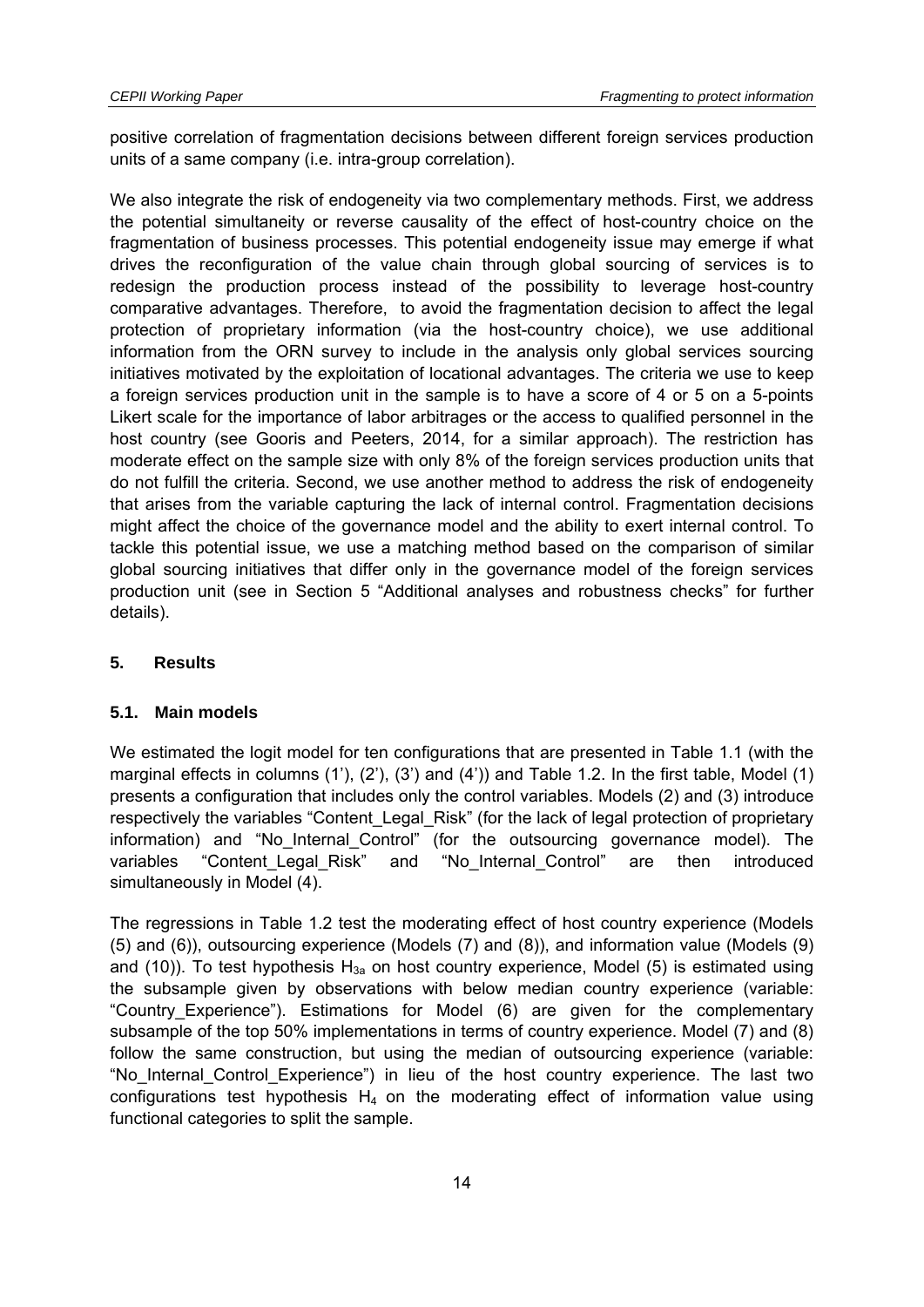positive correlation of fragmentation decisions between different foreign services production units of a same company (i.e. intra-group correlation).

We also integrate the risk of endogeneity via two complementary methods. First, we address the potential simultaneity or reverse causality of the effect of host-country choice on the fragmentation of business processes. This potential endogeneity issue may emerge if what drives the reconfiguration of the value chain through global sourcing of services is to redesign the production process instead of the possibility to leverage host-country comparative advantages. Therefore, to avoid the fragmentation decision to affect the legal protection of proprietary information (via the host-country choice), we use additional information from the ORN survey to include in the analysis only global services sourcing initiatives motivated by the exploitation of locational advantages. The criteria we use to keep a foreign services production unit in the sample is to have a score of 4 or 5 on a 5-points Likert scale for the importance of labor arbitrages or the access to qualified personnel in the host country (see Gooris and Peeters, 2014, for a similar approach). The restriction has moderate effect on the sample size with only 8% of the foreign services production units that do not fulfill the criteria. Second, we use another method to address the risk of endogeneity that arises from the variable capturing the lack of internal control. Fragmentation decisions might affect the choice of the governance model and the ability to exert internal control. To tackle this potential issue, we use a matching method based on the comparison of similar global sourcing initiatives that differ only in the governance model of the foreign services production unit (see in Section 5 "Additional analyses and robustness checks" for further details).

## 5. Results

### 5.1. Main models

We estimated the logit model for ten configurations that are presented in Table 1.1 (with the marginal effects in columns (1'), (2'), (3') and (4')) and Table 1.2. In the first table, Model (1) presents a configuration that includes only the control variables. Models (2) and (3) introduce respectively the variables "Content_Legal_Risk" (for the lack of legal protection of proprietary information) and "No_Internal_Control" (for the outsourcing governance model). The variables "Content_Legal_Risk" and "No_Internal_Control" are then introduced simultaneously in Model (4).

The regressions in Table 1.2 test the moderating effect of host country experience (Models (5) and (6)), outsourcing experience (Models (7) and (8)), and information value (Models (9) and (10)). To test hypothesis $H_{3a}$ on host country experience, Model (5) is estimated using the subsample given by observations with below median country experience (variable: "Country_Experience"). Estimations for Model (6) are given for the complementary subsample of the top 50% implementations in terms of country experience. Model (7) and (8) follow the same construction, but using the median of outsourcing experience (variable: "No_Internal_Control_Experience") in lieu of the host country experience. The last two configurations test hypothesis $H_4$ on the moderating effect of information value using functional categories to split the sample.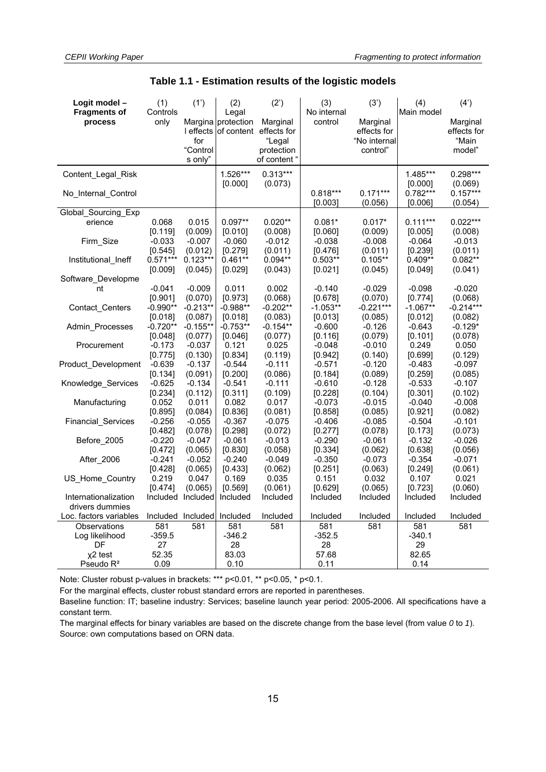**Table 1.1 - Estimation results of the logistic models**

| Logit model – Fragments of process | (1) Controls only | (1') Marginal effects for "Controls only" | (2) Legal protection of content | (2') Marginal effects for "Legal protection of content " | (3) No internal control | (3') Marginal effects for "No internal control" | (4) Main model | (4') Marginal effects for "Main model" |
|---|---|---|---|---|---|---|---|---|
| Content_Legal_Risk | | | 1.526*** | 0.313*** | | | 1.485*** | 0.298*** |
| | | | [0.000] | (0.073) | | | [0.000] | (0.069) |
| No_Internal_Control | | | | | 0.818*** | 0.171*** | 0.782*** | 0.157*** |
| | | | | | [0.003] | (0.056) | [0.006] | (0.054) |
| Global_Sourcing_Experience | 0.068 | 0.015 | 0.097** | 0.020** | 0.081* | 0.017* | 0.111*** | 0.022*** |
| | [0.119] | (0.009) | [0.010] | (0.008) | [0.060] | (0.009) | [0.005] | (0.008) |
| Firm_Size | -0.033 | -0.007 | -0.060 | -0.012 | -0.038 | -0.008 | -0.064 | -0.013 |
| | [0.545] | (0.012) | [0.279] | (0.011) | [0.476] | (0.011) | [0.239] | (0.011) |
| Institutional_Ineff | 0.571*** | 0.123*** | 0.461** | 0.094** | 0.503** | 0.105** | 0.409** | 0.082** |
| | [0.009] | (0.045) | [0.029] | (0.043) | [0.021] | (0.045) | [0.049] | (0.041) |
| Software_Development | -0.041 | -0.009 | 0.011 | 0.002 | -0.140 | -0.029 | -0.098 | -0.020 |
| | [0.901] | (0.070) | [0.973] | (0.068) | [0.678] | (0.070) | [0.774] | (0.068) |
| Contact_Centers | -0.990** | -0.213** | -0.988** | -0.202** | -1.053** | -0.221*** | -1.067** | -0.214*** |
| | [0.018] | (0.087) | [0.018] | (0.083) | [0.013] | (0.085) | [0.012] | (0.082) |
| Admin_Processes | -0.720** | -0.155** | -0.753** | -0.154** | -0.600 | -0.126 | -0.643 | -0.129* |
| | [0.048] | (0.077) | [0.046] | (0.077) | [0.116] | (0.079) | [0.101] | (0.078) |
| Procurement | -0.173 | -0.037 | 0.121 | 0.025 | -0.048 | -0.010 | 0.249 | 0.050 |
| | [0.775] | (0.130) | [0.834] | (0.119) | [0.942] | (0.140) | [0.699] | (0.129) |
| Product_Development | -0.639 | -0.137 | -0.544 | -0.111 | -0.571 | -0.120 | -0.483 | -0.097 |
| | [0.134] | (0.091) | [0.200] | (0.086) | [0.184] | (0.089) | [0.259] | (0.085) |
| Knowledge_Services | -0.625 | -0.134 | -0.541 | -0.111 | -0.610 | -0.128 | -0.533 | -0.107 |
| | [0.234] | (0.112) | [0.311] | (0.109) | [0.228] | (0.104) | [0.301] | (0.102) |
| Manufacturing | 0.052 | 0.011 | 0.082 | 0.017 | -0.073 | -0.015 | -0.040 | -0.008 |
| | [0.895] | (0.084) | [0.836] | (0.081) | [0.858] | (0.085) | [0.921] | (0.082) |
| Financial_Services | -0.256 | -0.055 | -0.367 | -0.075 | -0.406 | -0.085 | -0.504 | -0.101 |
| | [0.482] | (0.078) | [0.298] | (0.072) | [0.277] | (0.078) | [0.173] | (0.073) |
| Before_2005 | -0.220 | -0.047 | -0.061 | -0.013 | -0.290 | -0.061 | -0.132 | -0.026 |
| | [0.472] | (0.065) | [0.830] | (0.058) | [0.334] | (0.062) | [0.638] | (0.056) |
| After_2006 | -0.241 | -0.052 | -0.240 | -0.049 | -0.350 | -0.073 | -0.354 | -0.071 |
| | [0.428] | (0.065) | [0.433] | (0.062) | [0.251] | (0.063) | [0.249] | (0.061) |
| US_Home_Country | 0.219 | 0.047 | 0.169 | 0.035 | 0.151 | 0.032 | 0.107 | 0.021 |
| | [0.474] | (0.065) | [0.569] | (0.061) | [0.629] | (0.065) | [0.723] | (0.060) |
| Internationalization drivers dummies | Included | Included | Included | Included | Included | Included | Included | Included |
| Loc. factors variables | Included | Included | Included | Included | Included | Included | Included | Included |
| Observations | 581 | 581 | 581 | 581 | 581 | 581 | 581 | 581 |
| Log likelihood | -359.5 | | -346.2 | | -352.5 | | -340.1 | |
| DF | 27 | | 28 | | 28 | | 29 | |
| $\chi^2$ test | 52.35 | | 83.03 | | 57.68 | | 82.65 | |
| Pseudo $R^2$ | 0.09 | | 0.10 | | 0.11 | | 0.14 | |

Note: Cluster robust p-values in brackets: *** p<0.01, ** p<0.05, * p<0.1.

For the marginal effects, cluster robust standard errors are reported in parentheses.

Baseline function: IT; baseline industry: Services; baseline launch year period: 2005-2006. All specifications have a constant term.

The marginal effects for binary variables are based on the discrete change from the base level (from value *0* to *1*).

Source: own computations based on ORN data.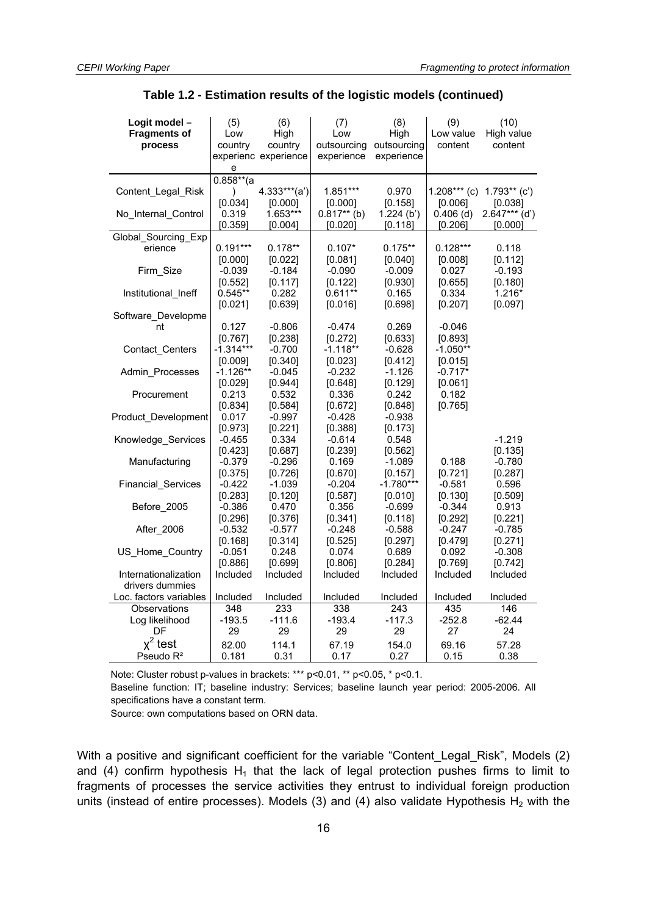**Table 1.2 - Estimation results of the logistic models (continued)**

| Logit model – Fragments of process | (5) Low country experience | (6) High country experience | (7) Low outsourcing experience | (8) High outsourcing experience | (9) Low value content | (10) High value content |
|---|---|---|---|---|---|---|
| Content_Legal_Risk | 0.858**(a) | 4.333***(a') | 1.851*** | 0.970 | 1.208*** (c) | 1.793** (c') |
| | [0.034] | [0.000] | [0.000] | [0.158] | [0.006] | [0.038] |
| No_Internal_Control | 0.319 | 1.653*** | 0.817** (b) | 1.224 (b') | 0.406 (d) | 2.647*** (d') |
| | [0.359] | [0.004] | [0.020] | [0.118] | [0.206] | [0.000] |
| Global_Sourcing_Experience | 0.191*** | 0.178** | 0.107* | 0.175** | 0.128*** | 0.118 |
| | [0.000] | [0.022] | [0.081] | [0.040] | [0.008] | [0.112] |
| Firm_Size | -0.039 | -0.184 | -0.090 | -0.009 | 0.027 | -0.193 |
| | [0.552] | [0.117] | [0.122] | [0.930] | [0.655] | [0.180] |
| Institutional_Ineff | 0.545** | 0.282 | 0.611** | 0.165 | 0.334 | 1.216* |
| | [0.021] | [0.639] | [0.016] | [0.698] | [0.207] | [0.097] |
| Software_Development | 0.127 | -0.806 | -0.474 | 0.269 | -0.046 | |
| | [0.767] | [0.238] | [0.272] | [0.633] | [0.893] | |
| Contact_Centers | -1.314*** | -0.700 | -1.118** | -0.628 | -1.050** | |
| | [0.009] | [0.340] | [0.023] | [0.412] | [0.015] | |
| Admin_Processes | -1.126** | -0.045 | -0.232 | -1.126 | -0.717* | |
| | [0.029] | [0.944] | [0.648] | [0.129] | [0.061] | |
| Procurement | 0.213 | 0.532 | 0.336 | 0.242 | 0.182 | |
| | [0.834] | [0.584] | [0.672] | [0.848] | [0.765] | |
| Product_Development | 0.017 | -0.997 | -0.428 | -0.938 | | |
| | [0.973] | [0.221] | [0.388] | [0.173] | | |
| Knowledge_Services | -0.455 | 0.334 | -0.614 | 0.548 | | -1.219 |
| | [0.423] | [0.687] | [0.239] | [0.562] | | [0.135] |
| Manufacturing | -0.379 | -0.296 | 0.169 | -1.089 | 0.188 | -0.780 |
| | [0.375] | [0.726] | [0.670] | [0.157] | [0.721] | [0.287] |
| Financial_Services | -0.422 | -1.039 | -0.204 | -1.780*** | -0.581 | 0.596 |
| | [0.283] | [0.120] | [0.587] | [0.010] | [0.130] | [0.509] |
| Before_2005 | -0.386 | 0.470 | 0.356 | -0.699 | -0.344 | 0.913 |
| | [0.296] | [0.376] | [0.341] | [0.118] | [0.292] | [0.221] |
| After_2006 | -0.532 | -0.577 | -0.248 | -0.588 | -0.247 | -0.785 |
| | [0.168] | [0.314] | [0.525] | [0.297] | [0.479] | [0.271] |
| US_Home_Country | -0.051 | 0.248 | 0.074 | 0.689 | 0.092 | -0.308 |
| | [0.886] | [0.699] | [0.806] | [0.284] | [0.769] | [0.742] |
| Internationalization drivers dummies | Included | Included | Included | Included | Included | Included |
| Loc. factors variables | Included | Included | Included | Included | Included | Included |
| Observations | 348 | 233 | 338 | 243 | 435 | 146 |
| Log likelihood | -193.5 | -111.6 | -193.4 | -117.3 | -252.8 | -62.44 |
| DF | 29 | 29 | 29 | 29 | 27 | 24 |
| $\chi^2$ test | 82.00 | 114.1 | 67.19 | 154.0 | 69.16 | 57.28 |
| Pseudo $R^2$ | 0.181 | 0.31 | 0.17 | 0.27 | 0.15 | 0.38 |

Note: Cluster robust p-values in brackets: *** p<0.01, ** p<0.05, * p<0.1.

Baseline function: IT; baseline industry: Services; baseline launch year period: 2005-2006. All specifications have a constant term.

Source: own computations based on ORN data.

With a positive and significant coefficient for the variable "Content_Legal_Risk", Models (2) and (4) confirm hypothesis $H_1$ that the lack of legal protection pushes firms to limit to fragments of processes the service activities they entrust to individual foreign production units (instead of entire processes). Models (3) and (4) also validate Hypothesis $H_2$ with the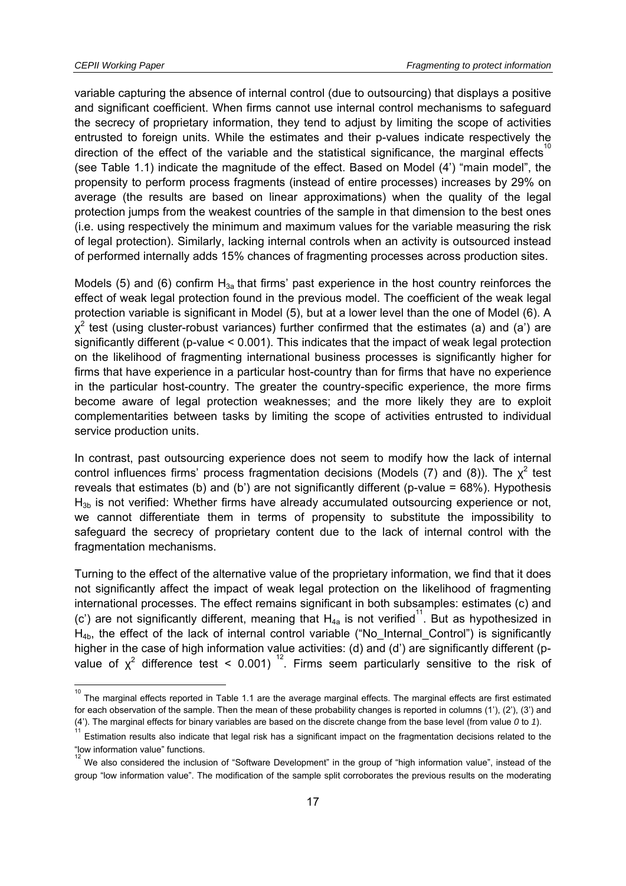variable capturing the absence of internal control (due to outsourcing) that displays a positive and significant coefficient. When firms cannot use internal control mechanisms to safeguard the secrecy of proprietary information, they tend to adjust by limiting the scope of activities entrusted to foreign units. While the estimates and their p-values indicate respectively the direction of the effect of the variable and the statistical significance, the marginal effects[10] (see Table 1.1) indicate the magnitude of the effect. Based on Model (4') "main model", the propensity to perform process fragments (instead of entire processes) increases by 29% on average (the results are based on linear approximations) when the quality of the legal protection jumps from the weakest countries of the sample in that dimension to the best ones (i.e. using respectively the minimum and maximum values for the variable measuring the risk of legal protection). Similarly, lacking internal controls when an activity is outsourced instead of performed internally adds 15% chances of fragmenting processes across production sites.

Models (5) and (6) confirm $H_{3a}$ that firms' past experience in the host country reinforces the effect of weak legal protection found in the previous model. The coefficient of the weak legal protection variable is significant in Model (5), but at a lower level than the one of Model (6). A $\chi^2$ test (using cluster-robust variances) further confirmed that the estimates (a) and (a') are significantly different (p-value < 0.001). This indicates that the impact of weak legal protection on the likelihood of fragmenting international business processes is significantly higher for firms that have experience in a particular host-country than for firms that have no experience in the particular host-country. The greater the country-specific experience, the more firms become aware of legal protection weaknesses; and the more likely they are to exploit complementarities between tasks by limiting the scope of activities entrusted to individual service production units.

In contrast, past outsourcing experience does not seem to modify how the lack of internal control influences firms' process fragmentation decisions (Models (7) and (8)). The $\chi^2$ test reveals that estimates (b) and (b') are not significantly different (p-value = 68%). Hypothesis $H_{3b}$ is not verified: Whether firms have already accumulated outsourcing experience or not, we cannot differentiate them in terms of propensity to substitute the impossibility to safeguard the secrecy of proprietary content due to the lack of internal control with the fragmentation mechanisms.

Turning to the effect of the alternative value of the proprietary information, we find that it does not significantly affect the impact of weak legal protection on the likelihood of fragmenting international processes. The effect remains significant in both subsamples: estimates (c) and (c') are not significantly different, meaning that $H_{4a}$ is not verified[11]. But as hypothesized in $H_{4b}$, the effect of the lack of internal control variable ("No_Internal_Control") is significantly higher in the case of high information value activities: (d) and (d') are significantly different (p-value of $\chi^2$ difference test < 0.001) [12]. Firms seem particularly sensitive to the risk of

[10] The marginal effects reported in Table 1.1 are the average marginal effects. The marginal effects are first estimated for each observation of the sample. Then the mean of these probability changes is reported in columns (1'), (2'), (3') and (4'). The marginal effects for binary variables are based on the discrete change from the base level (from value *0* to *1*).

[11] Estimation results also indicate that legal risk has a significant impact on the fragmentation decisions related to the "low information value" functions.

[12] We also considered the inclusion of "Software Development" in the group of "high information value", instead of the group "low information value". The modification of the sample split corroborates the previous results on the moderating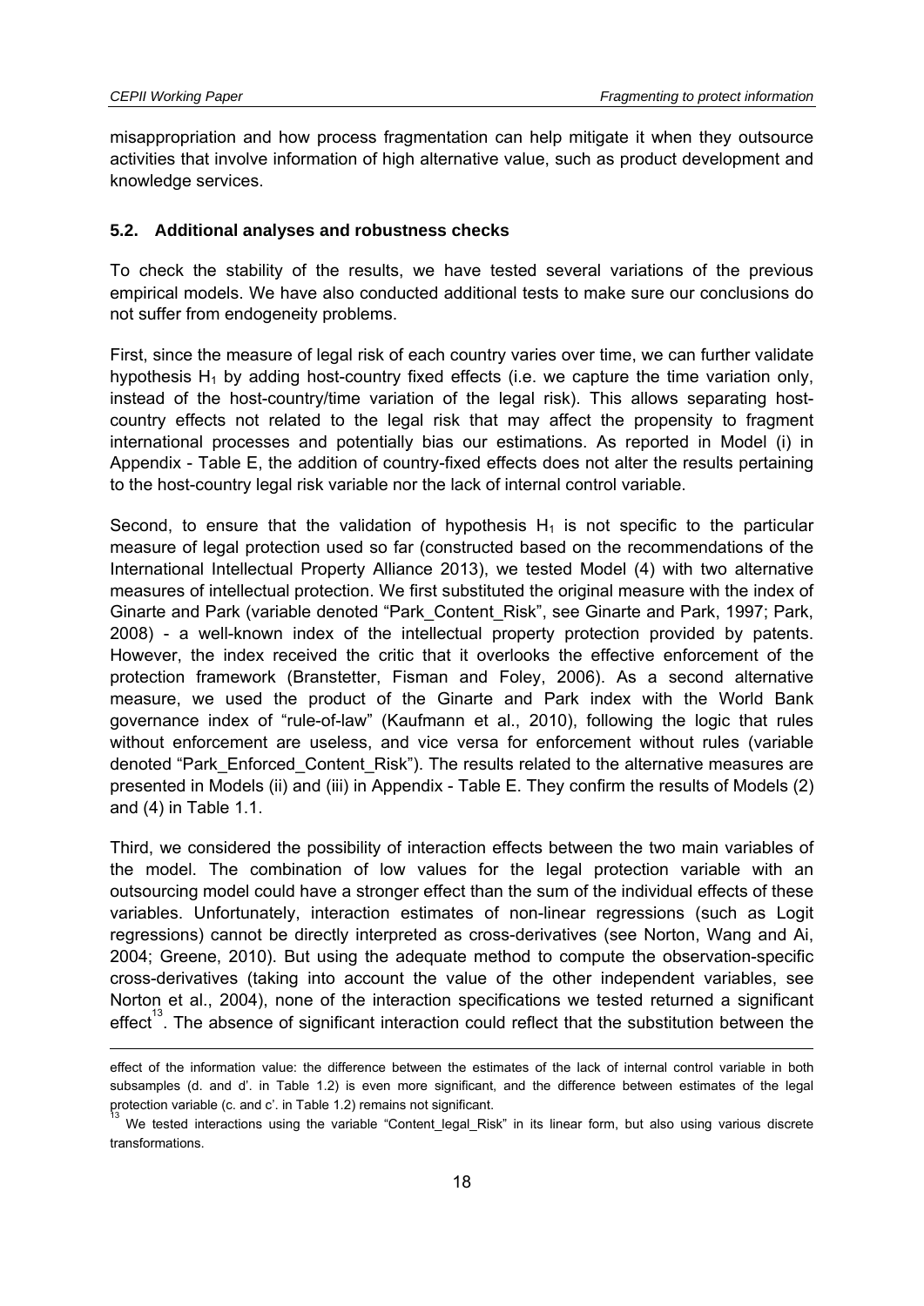misappropriation and how process fragmentation can help mitigate it when they outsource activities that involve information of high alternative value, such as product development and knowledge services.

### 5.2. Additional analyses and robustness checks

To check the stability of the results, we have tested several variations of the previous empirical models. We have also conducted additional tests to make sure our conclusions do not suffer from endogeneity problems.

First, since the measure of legal risk of each country varies over time, we can further validate hypothesis $H_1$ by adding host-country fixed effects (i.e. we capture the time variation only, instead of the host-country/time variation of the legal risk). This allows separating host-country effects not related to the legal risk that may affect the propensity to fragment international processes and potentially bias our estimations. As reported in Model (i) in Appendix - Table E, the addition of country-fixed effects does not alter the results pertaining to the host-country legal risk variable nor the lack of internal control variable.

Second, to ensure that the validation of hypothesis $H_1$ is not specific to the particular measure of legal protection used so far (constructed based on the recommendations of the International Intellectual Property Alliance 2013), we tested Model (4) with two alternative measures of intellectual protection. We first substituted the original measure with the index of Ginarte and Park (variable denoted "Park_Content_Risk", see Ginarte and Park, 1997; Park, 2008) - a well-known index of the intellectual property protection provided by patents. However, the index received the critic that it overlooks the effective enforcement of the protection framework (Branstetter, Fisman and Foley, 2006). As a second alternative measure, we used the product of the Ginarte and Park index with the World Bank governance index of "rule-of-law" (Kaufmann et al., 2010), following the logic that rules without enforcement are useless, and vice versa for enforcement without rules (variable denoted "Park_Enforced_Content_Risk"). The results related to the alternative measures are presented in Models (ii) and (iii) in Appendix - Table E. They confirm the results of Models (2) and (4) in Table 1.1.

Third, we considered the possibility of interaction effects between the two main variables of the model. The combination of low values for the legal protection variable with an outsourcing model could have a stronger effect than the sum of the individual effects of these variables. Unfortunately, interaction estimates of non-linear regressions (such as Logit regressions) cannot be directly interpreted as cross-derivatives (see Norton, Wang and Ai, 2004; Greene, 2010). But using the adequate method to compute the observation-specific cross-derivatives (taking into account the value of the other independent variables, see Norton et al., 2004), none of the interaction specifications we tested returned a significant effect[13]. The absence of significant interaction could reflect that the substitution between the

---

effect of the information value: the difference between the estimates of the lack of internal control variable in both subsamples (d. and d'. in Table 1.2) is even more significant, and the difference between estimates of the legal protection variable (c. and c'. in Table 1.2) remains not significant.

[13] We tested interactions using the variable "Content_legal_Risk" in its linear form, but also using various discrete transformations.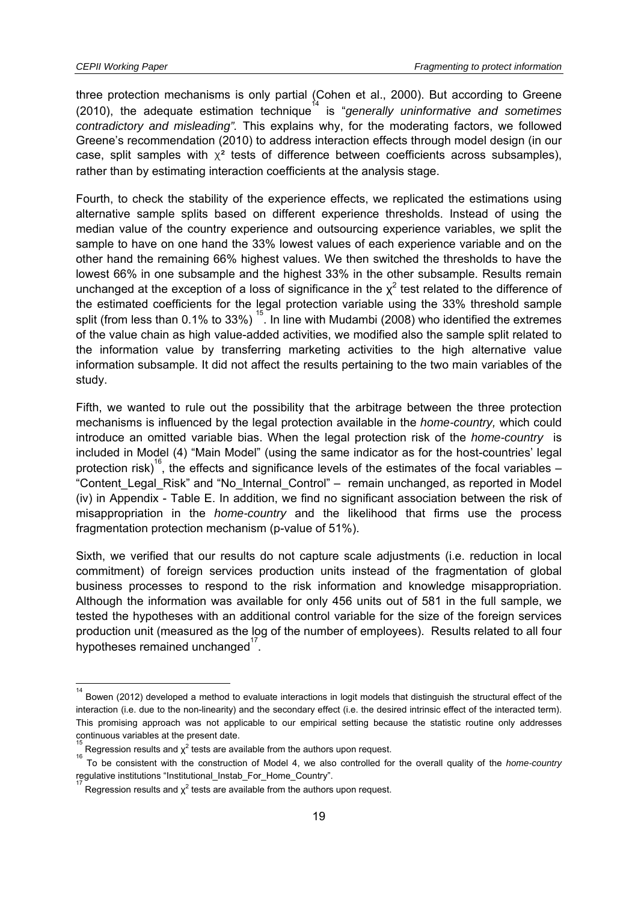three protection mechanisms is only partial (Cohen et al., 2000). But according to Greene (2010), the adequate estimation technique[14] is "*generally uninformative and sometimes contradictory and misleading".* This explains why, for the moderating factors, we followed Greene's recommendation (2010) to address interaction effects through model design (in our case, split samples with $\chi^2$ tests of difference between coefficients across subsamples), rather than by estimating interaction coefficients at the analysis stage.

Fourth, to check the stability of the experience effects, we replicated the estimations using alternative sample splits based on different experience thresholds. Instead of using the median value of the country experience and outsourcing experience variables, we split the sample to have on one hand the 33% lowest values of each experience variable and on the other hand the remaining 66% highest values. We then switched the thresholds to have the lowest 66% in one subsample and the highest 33% in the other subsample. Results remain unchanged at the exception of a loss of significance in the $\chi^2$ test related to the difference of the estimated coefficients for the legal protection variable using the 33% threshold sample split (from less than 0.1% to 33%)[15]. In line with Mudambi (2008) who identified the extremes of the value chain as high value-added activities, we modified also the sample split related to the information value by transferring marketing activities to the high alternative value information subsample. It did not affect the results pertaining to the two main variables of the study.

Fifth, we wanted to rule out the possibility that the arbitrage between the three protection mechanisms is influenced by the legal protection available in the *home-country,* which could introduce an omitted variable bias. When the legal protection risk of the *home-country* is included in Model (4) "Main Model" (using the same indicator as for the host-countries' legal protection risk)[16], the effects and significance levels of the estimates of the focal variables – "Content_Legal_Risk" and "No_Internal_Control" – remain unchanged, as reported in Model (iv) in Appendix - Table E. In addition, we find no significant association between the risk of misappropriation in the *home-country* and the likelihood that firms use the process fragmentation protection mechanism (p-value of 51%).

Sixth, we verified that our results do not capture scale adjustments (i.e. reduction in local commitment) of foreign services production units instead of the fragmentation of global business processes to respond to the risk information and knowledge misappropriation. Although the information was available for only 456 units out of 581 in the full sample, we tested the hypotheses with an additional control variable for the size of the foreign services production unit (measured as the log of the number of employees). Results related to all four hypotheses remained unchanged[17].

---

[14] Bowen (2012) developed a method to evaluate interactions in logit models that distinguish the structural effect of the interaction (i.e. due to the non-linearity) and the secondary effect (i.e. the desired intrinsic effect of the interacted term). This promising approach was not applicable to our empirical setting because the statistic routine only addresses continuous variables at the present date.

[15] Regression results and $\chi^2$ tests are available from the authors upon request.

[16] To be consistent with the construction of Model 4, we also controlled for the overall quality of the *home-country* regulative institutions "Institutional_Instab_For_Home_Country".

[17] Regression results and $\chi^2$ tests are available from the authors upon request.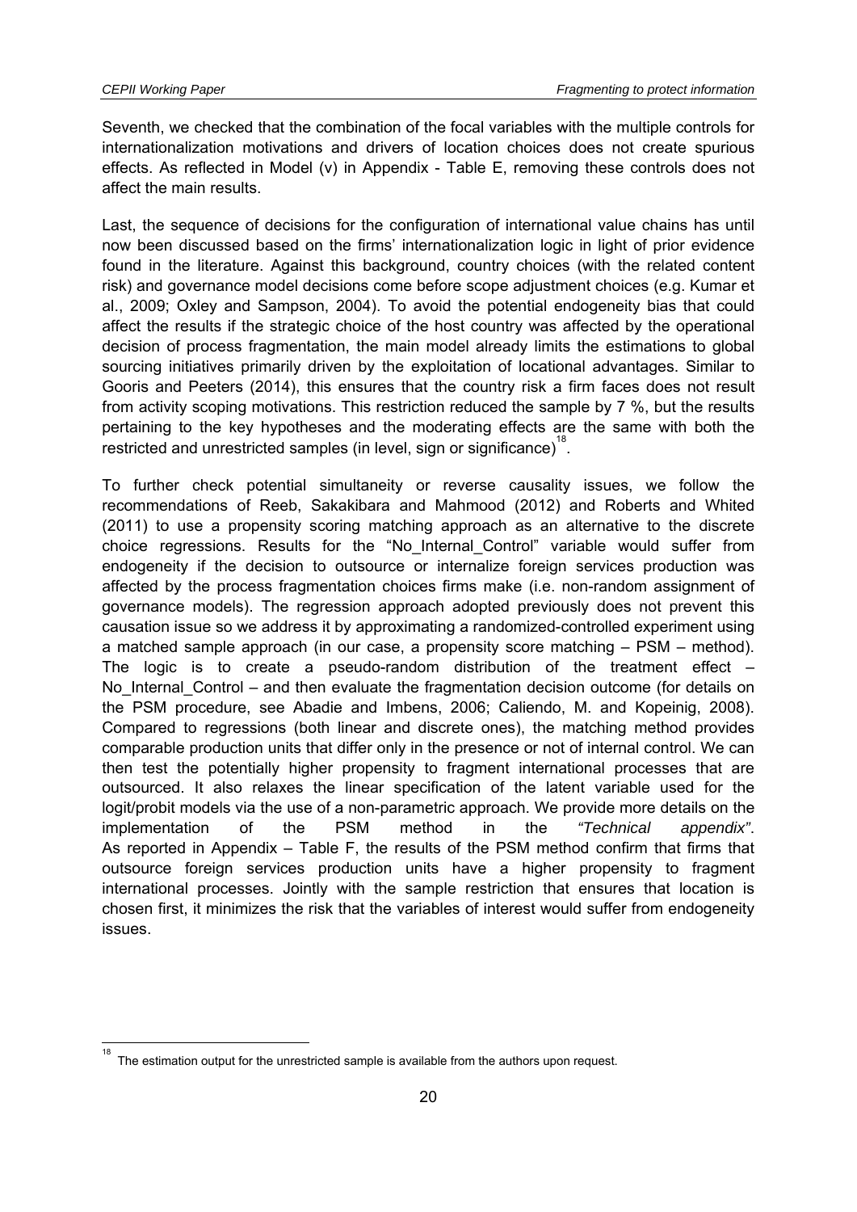Seventh, we checked that the combination of the focal variables with the multiple controls for internationalization motivations and drivers of location choices does not create spurious effects. As reflected in Model (v) in Appendix - Table E, removing these controls does not affect the main results.

Last, the sequence of decisions for the configuration of international value chains has until now been discussed based on the firms' internationalization logic in light of prior evidence found in the literature. Against this background, country choices (with the related content risk) and governance model decisions come before scope adjustment choices (e.g. Kumar et al., 2009; Oxley and Sampson, 2004). To avoid the potential endogeneity bias that could affect the results if the strategic choice of the host country was affected by the operational decision of process fragmentation, the main model already limits the estimations to global sourcing initiatives primarily driven by the exploitation of locational advantages. Similar to Gooris and Peeters (2014), this ensures that the country risk a firm faces does not result from activity scoping motivations. This restriction reduced the sample by 7 %, but the results pertaining to the key hypotheses and the moderating effects are the same with both the restricted and unrestricted samples (in level, sign or significance)[18].

To further check potential simultaneity or reverse causality issues, we follow the recommendations of Reeb, Sakakibara and Mahmood (2012) and Roberts and Whited (2011) to use a propensity scoring matching approach as an alternative to the discrete choice regressions. Results for the "No_Internal_Control" variable would suffer from endogeneity if the decision to outsource or internalize foreign services production was affected by the process fragmentation choices firms make (i.e. non-random assignment of governance models). The regression approach adopted previously does not prevent this causation issue so we address it by approximating a randomized-controlled experiment using a matched sample approach (in our case, a propensity score matching – PSM – method). The logic is to create a pseudo-random distribution of the treatment effect – No_Internal_Control – and then evaluate the fragmentation decision outcome (for details on the PSM procedure, see Abadie and Imbens, 2006; Caliendo, M. and Kopeinig, 2008). Compared to regressions (both linear and discrete ones), the matching method provides comparable production units that differ only in the presence or not of internal control. We can then test the potentially higher propensity to fragment international processes that are outsourced. It also relaxes the linear specification of the latent variable used for the logit/probit models via the use of a non-parametric approach. We provide more details on the implementation of the PSM method in the *"Technical appendix"*. As reported in Appendix – Table F, the results of the PSM method confirm that firms that outsource foreign services production units have a higher propensity to fragment international processes. Jointly with the sample restriction that ensures that location is chosen first, it minimizes the risk that the variables of interest would suffer from endogeneity issues.

---

[18] The estimation output for the unrestricted sample is available from the authors upon request.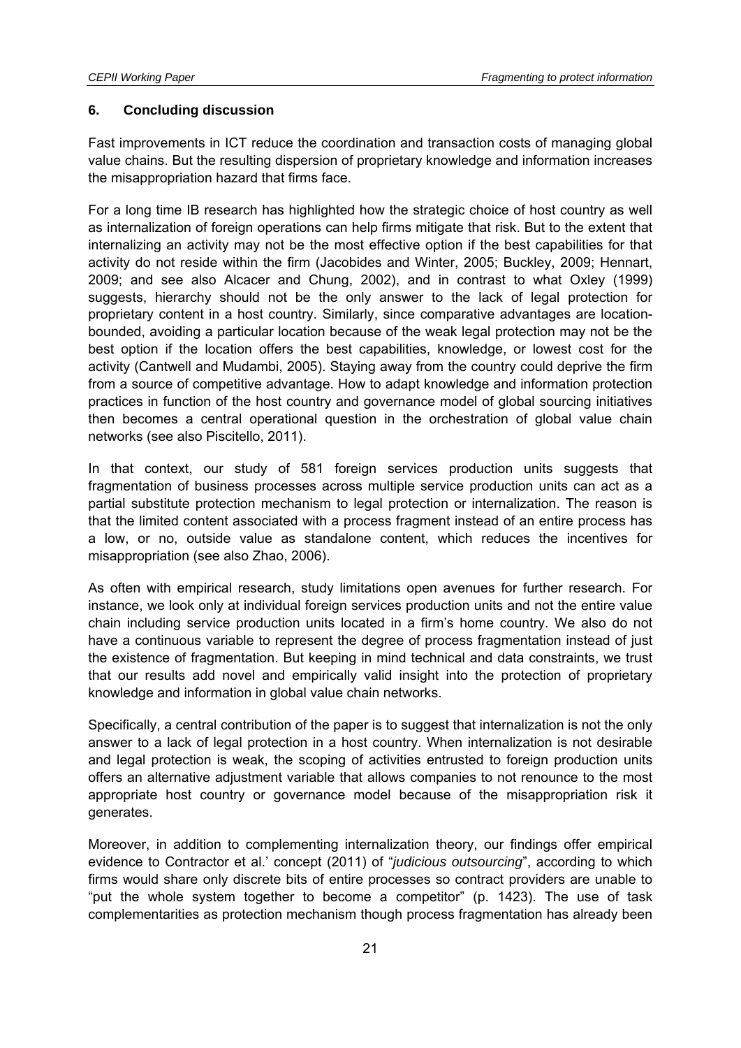## 6. Concluding discussion

Fast improvements in ICT reduce the coordination and transaction costs of managing global value chains. But the resulting dispersion of proprietary knowledge and information increases the misappropriation hazard that firms face.

For a long time IB research has highlighted how the strategic choice of host country as well as internalization of foreign operations can help firms mitigate that risk. But to the extent that internalizing an activity may not be the most effective option if the best capabilities for that activity do not reside within the firm (Jacobides and Winter, 2005; Buckley, 2009; Hennart, 2009; and see also Alcacer and Chung, 2002), and in contrast to what Oxley (1999) suggests, hierarchy should not be the only answer to the lack of legal protection for proprietary content in a host country. Similarly, since comparative advantages are location-bounded, avoiding a particular location because of the weak legal protection may not be the best option if the location offers the best capabilities, knowledge, or lowest cost for the activity (Cantwell and Mudambi, 2005). Staying away from the country could deprive the firm from a source of competitive advantage. How to adapt knowledge and information protection practices in function of the host country and governance model of global sourcing initiatives then becomes a central operational question in the orchestration of global value chain networks (see also Piscitello, 2011).

In that context, our study of 581 foreign services production units suggests that fragmentation of business processes across multiple service production units can act as a partial substitute protection mechanism to legal protection or internalization. The reason is that the limited content associated with a process fragment instead of an entire process has a low, or no, outside value as standalone content, which reduces the incentives for misappropriation (see also Zhao, 2006).

As often with empirical research, study limitations open avenues for further research. For instance, we look only at individual foreign services production units and not the entire value chain including service production units located in a firm's home country. We also do not have a continuous variable to represent the degree of process fragmentation instead of just the existence of fragmentation. But keeping in mind technical and data constraints, we trust that our results add novel and empirically valid insight into the protection of proprietary knowledge and information in global value chain networks.

Specifically, a central contribution of the paper is to suggest that internalization is not the only answer to a lack of legal protection in a host country. When internalization is not desirable and legal protection is weak, the scoping of activities entrusted to foreign production units offers an alternative adjustment variable that allows companies to not renounce to the most appropriate host country or governance model because of the misappropriation risk it generates.

Moreover, in addition to complementing internalization theory, our findings offer empirical evidence to Contractor et al.' concept (2011) of "*judicious outsourcing*", according to which firms would share only discrete bits of entire processes so contract providers are unable to "put the whole system together to become a competitor" (p. 1423). The use of task complementarities as protection mechanism though process fragmentation has already been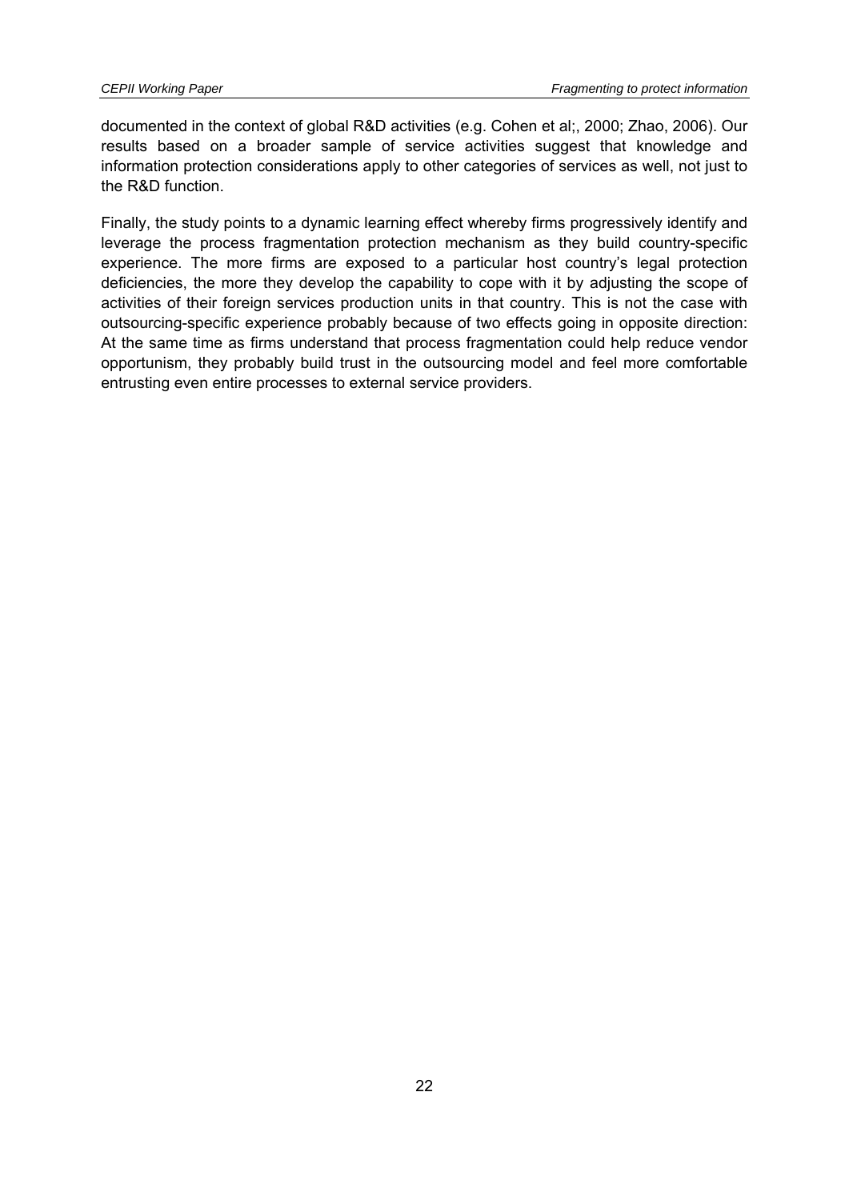documented in the context of global R&D activities (e.g. Cohen et al;, 2000; Zhao, 2006). Our results based on a broader sample of service activities suggest that knowledge and information protection considerations apply to other categories of services as well, not just to the R&D function.

Finally, the study points to a dynamic learning effect whereby firms progressively identify and leverage the process fragmentation protection mechanism as they build country-specific experience. The more firms are exposed to a particular host country's legal protection deficiencies, the more they develop the capability to cope with it by adjusting the scope of activities of their foreign services production units in that country. This is not the case with outsourcing-specific experience probably because of two effects going in opposite direction: At the same time as firms understand that process fragmentation could help reduce vendor opportunism, they probably build trust in the outsourcing model and feel more comfortable entrusting even entire processes to external service providers.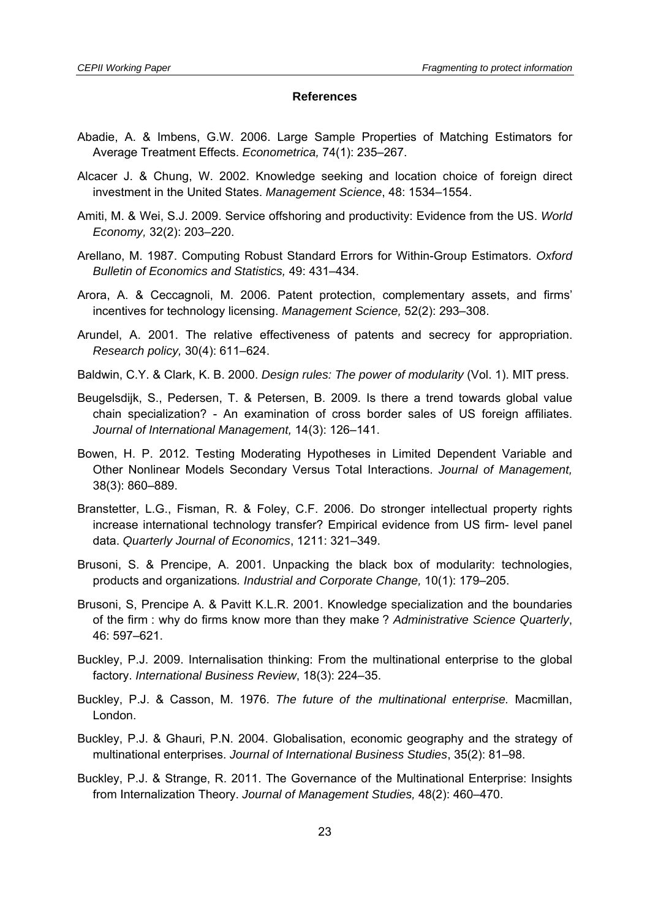## References

Abadie, A. & Imbens, G.W. 2006. Large Sample Properties of Matching Estimators for Average Treatment Effects. *Econometrica,* 74(1): 235–267.

Alcacer J. & Chung, W. 2002. Knowledge seeking and location choice of foreign direct investment in the United States. *Management Science*, 48: 1534–1554.

Amiti, M. & Wei, S.J. 2009. Service offshoring and productivity: Evidence from the US. *World Economy,* 32(2): 203–220.

Arellano, M. 1987. Computing Robust Standard Errors for Within-Group Estimators. *Oxford Bulletin of Economics and Statistics,* 49: 431–434.

Arora, A. & Ceccagnoli, M. 2006. Patent protection, complementary assets, and firms' incentives for technology licensing. *Management Science,* 52(2): 293–308.

Arundel, A. 2001. The relative effectiveness of patents and secrecy for appropriation. *Research policy,* 30(4): 611–624.

Baldwin, C.Y. & Clark, K. B. 2000. *Design rules: The power of modularity* (Vol. 1). MIT press.

Beugelsdijk, S., Pedersen, T. & Petersen, B. 2009. Is there a trend towards global value chain specialization? - An examination of cross border sales of US foreign affiliates. *Journal of International Management,* 14(3): 126–141.

Bowen, H. P. 2012. Testing Moderating Hypotheses in Limited Dependent Variable and Other Nonlinear Models Secondary Versus Total Interactions. *Journal of Management,* 38(3): 860–889.

Branstetter, L.G., Fisman, R. & Foley, C.F. 2006. Do stronger intellectual property rights increase international technology transfer? Empirical evidence from US firm- level panel data. *Quarterly Journal of Economics*, 1211: 321–349.

Brusoni, S. & Prencipe, A. 2001. Unpacking the black box of modularity: technologies, products and organizations*. Industrial and Corporate Change,* 10(1): 179–205.

Brusoni, S, Prencipe A. & Pavitt K.L.R. 2001. Knowledge specialization and the boundaries of the firm : why do firms know more than they make ? *Administrative Science Quarterly*, 46: 597–621.

Buckley, P.J. 2009. Internalisation thinking: From the multinational enterprise to the global factory. *International Business Review*, 18(3): 224–35.

Buckley, P.J. & Casson, M. 1976. *The future of the multinational enterprise.* Macmillan, London.

Buckley, P.J. & Ghauri, P.N. 2004. Globalisation, economic geography and the strategy of multinational enterprises. *Journal of International Business Studies*, 35(2): 81–98.

Buckley, P.J. & Strange, R. 2011. The Governance of the Multinational Enterprise: Insights from Internalization Theory. *Journal of Management Studies,* 48(2): 460–470.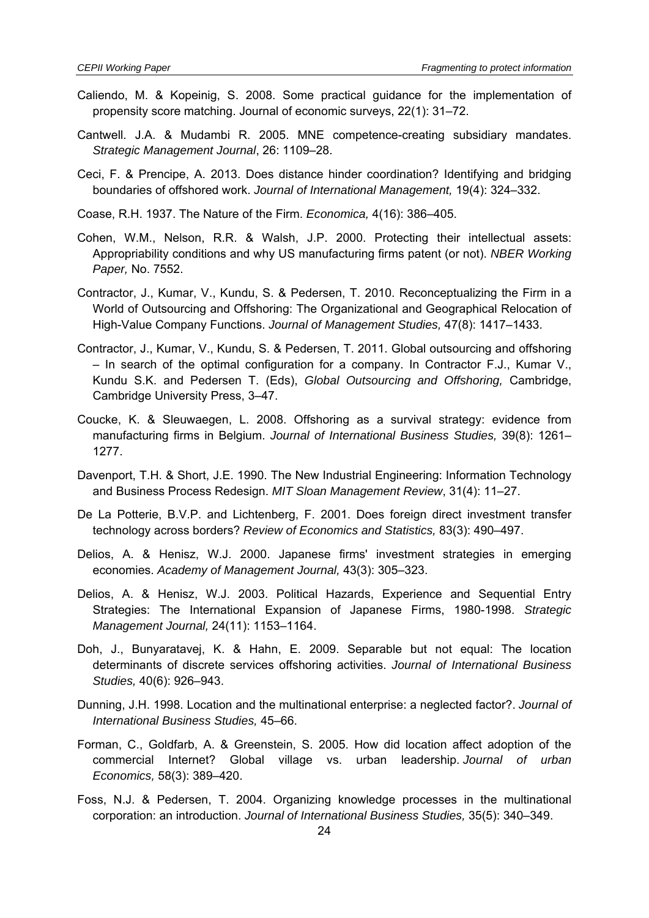Caliendo, M. & Kopeinig, S. 2008. Some practical guidance for the implementation of propensity score matching. Journal of economic surveys, 22(1): 31–72.

Cantwell. J.A. & Mudambi R. 2005. MNE competence-creating subsidiary mandates. *Strategic Management Journal*, 26: 1109–28.

Ceci, F. & Prencipe, A. 2013. Does distance hinder coordination? Identifying and bridging boundaries of offshored work. *Journal of International Management,* 19(4): 324–332.

Coase, R.H. 1937. The Nature of the Firm. *Economica,* 4(16): 386–405.

Cohen, W.M., Nelson, R.R. & Walsh, J.P. 2000. Protecting their intellectual assets: Appropriability conditions and why US manufacturing firms patent (or not). *NBER Working Paper,* No. 7552.

Contractor, J., Kumar, V., Kundu, S. & Pedersen, T. 2010. Reconceptualizing the Firm in a World of Outsourcing and Offshoring: The Organizational and Geographical Relocation of High-Value Company Functions. *Journal of Management Studies,* 47(8): 1417–1433.

Contractor, J., Kumar, V., Kundu, S. & Pedersen, T. 2011. Global outsourcing and offshoring – In search of the optimal configuration for a company. In Contractor F.J., Kumar V., Kundu S.K. and Pedersen T. (Eds), *Global Outsourcing and Offshoring,* Cambridge, Cambridge University Press, 3–47.

Coucke, K. & Sleuwaegen, L. 2008. Offshoring as a survival strategy: evidence from manufacturing firms in Belgium. *Journal of International Business Studies,* 39(8): 1261–1277.

Davenport, T.H. & Short, J.E. 1990. The New Industrial Engineering: Information Technology and Business Process Redesign. *MIT Sloan Management Review*, 31(4): 11–27.

De La Potterie, B.V.P. and Lichtenberg, F. 2001. Does foreign direct investment transfer technology across borders? *Review of Economics and Statistics,* 83(3): 490–497.

Delios, A. & Henisz, W.J. 2000. Japanese firms' investment strategies in emerging economies. *Academy of Management Journal,* 43(3): 305–323.

Delios, A. & Henisz, W.J. 2003. Political Hazards, Experience and Sequential Entry Strategies: The International Expansion of Japanese Firms, 1980-1998. *Strategic Management Journal,* 24(11): 1153–1164.

Doh, J., Bunyaratavej, K. & Hahn, E. 2009. Separable but not equal: The location determinants of discrete services offshoring activities. *Journal of International Business Studies,* 40(6): 926–943.

Dunning, J.H. 1998. Location and the multinational enterprise: a neglected factor?. *Journal of International Business Studies,* 45–66.

Forman, C., Goldfarb, A. & Greenstein, S. 2005. How did location affect adoption of the commercial Internet? Global village vs. urban leadership. *Journal of urban Economics,* 58(3): 389–420.

Foss, N.J. & Pedersen, T. 2004. Organizing knowledge processes in the multinational corporation: an introduction. *Journal of International Business Studies,* 35(5): 340–349.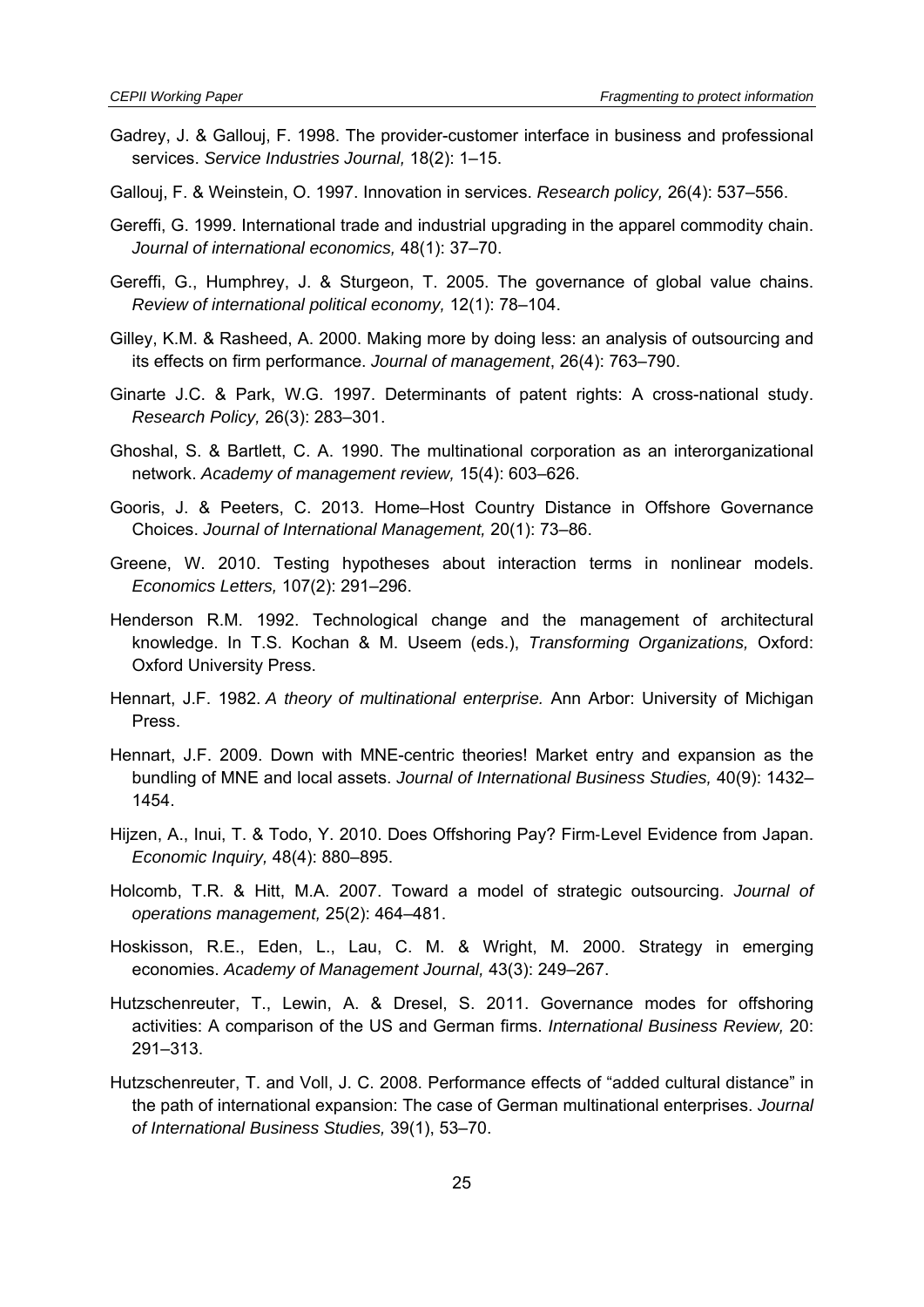Gadrey, J. & Gallouj, F. 1998. The provider-customer interface in business and professional services. *Service Industries Journal,* 18(2): 1–15.

Gallouj, F. & Weinstein, O. 1997. Innovation in services. *Research policy,* 26(4): 537–556.

Gereffi, G. 1999. International trade and industrial upgrading in the apparel commodity chain. *Journal of international economics,* 48(1): 37–70.

Gereffi, G., Humphrey, J. & Sturgeon, T. 2005. The governance of global value chains. *Review of international political economy,* 12(1): 78–104.

Gilley, K.M. & Rasheed, A. 2000. Making more by doing less: an analysis of outsourcing and its effects on firm performance. *Journal of management*, 26(4): 763–790.

Ginarte J.C. & Park, W.G. 1997. Determinants of patent rights: A cross-national study. *Research Policy,* 26(3): 283–301.

Ghoshal, S. & Bartlett, C. A. 1990. The multinational corporation as an interorganizational network. *Academy of management review,* 15(4): 603–626.

Gooris, J. & Peeters, C. 2013. Home–Host Country Distance in Offshore Governance Choices. *Journal of International Management,* 20(1): 73–86.

Greene, W. 2010. Testing hypotheses about interaction terms in nonlinear models. *Economics Letters,* 107(2): 291–296.

Henderson R.M. 1992. Technological change and the management of architectural knowledge. In T.S. Kochan & M. Useem (eds.), *Transforming Organizations,* Oxford: Oxford University Press.

Hennart, J.F. 1982. *A theory of multinational enterprise.* Ann Arbor: University of Michigan Press.

Hennart, J.F. 2009. Down with MNE-centric theories! Market entry and expansion as the bundling of MNE and local assets. *Journal of International Business Studies,* 40(9): 1432–1454.

Hijzen, A., Inui, T. & Todo, Y. 2010. Does Offshoring Pay? Firm-Level Evidence from Japan. *Economic Inquiry,* 48(4): 880–895.

Holcomb, T.R. & Hitt, M.A. 2007. Toward a model of strategic outsourcing. *Journal of operations management,* 25(2): 464–481.

Hoskisson, R.E., Eden, L., Lau, C. M. & Wright, M. 2000. Strategy in emerging economies. *Academy of Management Journal,* 43(3): 249–267.

Hutzschenreuter, T., Lewin, A. & Dresel, S. 2011. Governance modes for offshoring activities: A comparison of the US and German firms. *International Business Review,* 20: 291–313.

Hutzschenreuter, T. and Voll, J. C. 2008. Performance effects of "added cultural distance" in the path of international expansion: The case of German multinational enterprises. *Journal of International Business Studies,* 39(1), 53–70.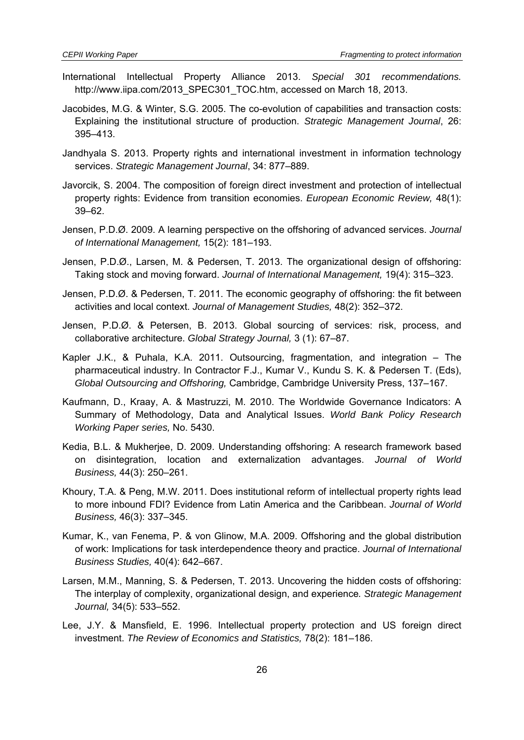International Intellectual Property Alliance 2013. *Special 301 recommendations.* http://www.iipa.com/2013_SPEC301_TOC.htm, accessed on March 18, 2013.

Jacobides, M.G. & Winter, S.G. 2005. The co-evolution of capabilities and transaction costs: Explaining the institutional structure of production. *Strategic Management Journal*, 26: 395–413.

Jandhyala S. 2013. Property rights and international investment in information technology services. *Strategic Management Journal*, 34: 877–889.

Javorcik, S. 2004. The composition of foreign direct investment and protection of intellectual property rights: Evidence from transition economies. *European Economic Review,* 48(1): 39–62.

Jensen, P.D.Ø. 2009. A learning perspective on the offshoring of advanced services. *Journal of International Management,* 15(2): 181–193.

Jensen, P.D.Ø., Larsen, M. & Pedersen, T. 2013. The organizational design of offshoring: Taking stock and moving forward. *Journal of International Management,* 19(4): 315–323.

Jensen, P.D.Ø. & Pedersen, T. 2011. The economic geography of offshoring: the fit between activities and local context. *Journal of Management Studies,* 48(2): 352–372.

Jensen, P.D.Ø. & Petersen, B. 2013. Global sourcing of services: risk, process, and collaborative architecture. *Global Strategy Journal,* 3 (1): 67–87.

Kapler J.K., & Puhala, K.A. 2011. Outsourcing, fragmentation, and integration – The pharmaceutical industry. In Contractor F.J., Kumar V., Kundu S. K. & Pedersen T. (Eds), *Global Outsourcing and Offshoring,* Cambridge, Cambridge University Press, 137–167.

Kaufmann, D., Kraay, A. & Mastruzzi, M. 2010. The Worldwide Governance Indicators: A Summary of Methodology, Data and Analytical Issues. *World Bank Policy Research Working Paper series,* No. 5430.

Kedia, B.L. & Mukherjee, D. 2009. Understanding offshoring: A research framework based on disintegration, location and externalization advantages. *Journal of World Business,* 44(3): 250–261.

Khoury, T.A. & Peng, M.W. 2011. Does institutional reform of intellectual property rights lead to more inbound FDI? Evidence from Latin America and the Caribbean. *Journal of World Business,* 46(3): 337–345.

Kumar, K., van Fenema, P. & von Glinow, M.A. 2009. Offshoring and the global distribution of work: Implications for task interdependence theory and practice. *Journal of International Business Studies,* 40(4): 642–667.

Larsen, M.M., Manning, S. & Pedersen, T. 2013. Uncovering the hidden costs of offshoring: The interplay of complexity, organizational design, and experience*. Strategic Management Journal,* 34(5): 533–552.

Lee, J.Y. & Mansfield, E. 1996. Intellectual property protection and US foreign direct investment. *The Review of Economics and Statistics,* 78(2): 181–186.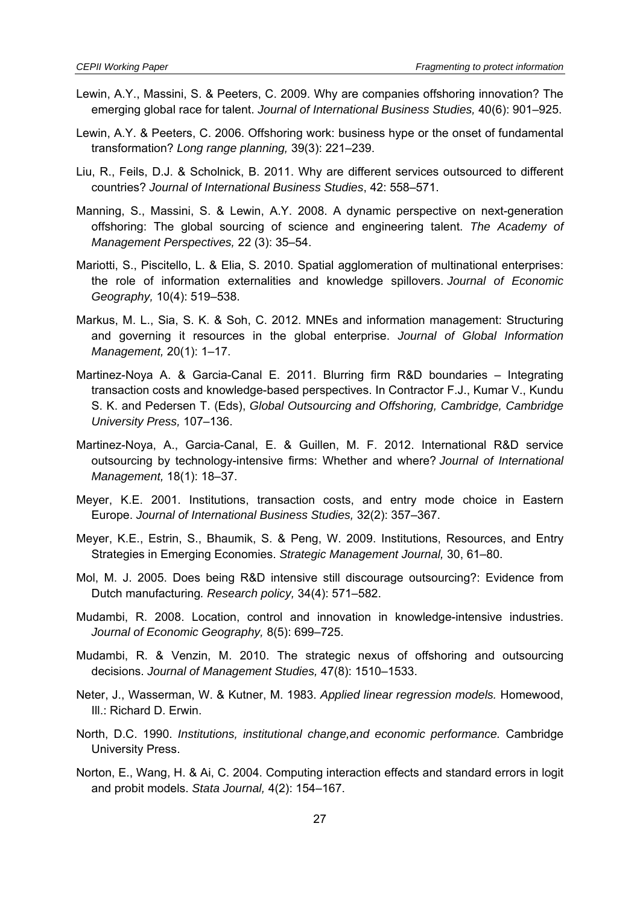Lewin, A.Y., Massini, S. & Peeters, C. 2009. Why are companies offshoring innovation? The emerging global race for talent. *Journal of International Business Studies,* 40(6): 901–925.

Lewin, A.Y. & Peeters, C. 2006. Offshoring work: business hype or the onset of fundamental transformation? *Long range planning,* 39(3): 221–239.

Liu, R., Feils, D.J. & Scholnick, B. 2011. Why are different services outsourced to different countries? *Journal of International Business Studies*, 42: 558–571.

Manning, S., Massini, S. & Lewin, A.Y. 2008. A dynamic perspective on next-generation offshoring: The global sourcing of science and engineering talent. *The Academy of Management Perspectives,* 22 (3): 35–54.

Mariotti, S., Piscitello, L. & Elia, S. 2010. Spatial agglomeration of multinational enterprises: the role of information externalities and knowledge spillovers. *Journal of Economic Geography,* 10(4): 519–538.

Markus, M. L., Sia, S. K. & Soh, C. 2012. MNEs and information management: Structuring and governing it resources in the global enterprise. *Journal of Global Information Management,* 20(1): 1–17.

Martinez-Noya A. & Garcia-Canal E. 2011. Blurring firm R&D boundaries – Integrating transaction costs and knowledge-based perspectives. In Contractor F.J., Kumar V., Kundu S. K. and Pedersen T. (Eds), *Global Outsourcing and Offshoring, Cambridge, Cambridge University Press,* 107–136.

Martinez-Noya, A., Garcia-Canal, E. & Guillen, M. F. 2012. International R&D service outsourcing by technology-intensive firms: Whether and where? *Journal of International Management,* 18(1): 18–37.

Meyer, K.E. 2001. Institutions, transaction costs, and entry mode choice in Eastern Europe. *Journal of International Business Studies,* 32(2): 357–367.

Meyer, K.E., Estrin, S., Bhaumik, S. & Peng, W. 2009. Institutions, Resources, and Entry Strategies in Emerging Economies. *Strategic Management Journal,* 30, 61–80.

Mol, M. J. 2005. Does being R&D intensive still discourage outsourcing?: Evidence from Dutch manufacturing*. Research policy,* 34(4): 571–582.

Mudambi, R. 2008. Location, control and innovation in knowledge-intensive industries. *Journal of Economic Geography,* 8(5): 699–725.

Mudambi, R. & Venzin, M. 2010. The strategic nexus of offshoring and outsourcing decisions. *Journal of Management Studies,* 47(8): 1510–1533.

Neter, J., Wasserman, W. & Kutner, M. 1983. *Applied linear regression models.* Homewood, Ill.: Richard D. Erwin.

North, D.C. 1990. *Institutions, institutional change,and economic performance.* Cambridge University Press.

Norton, E., Wang, H. & Ai, C. 2004. Computing interaction effects and standard errors in logit and probit models. *Stata Journal,* 4(2): 154–167.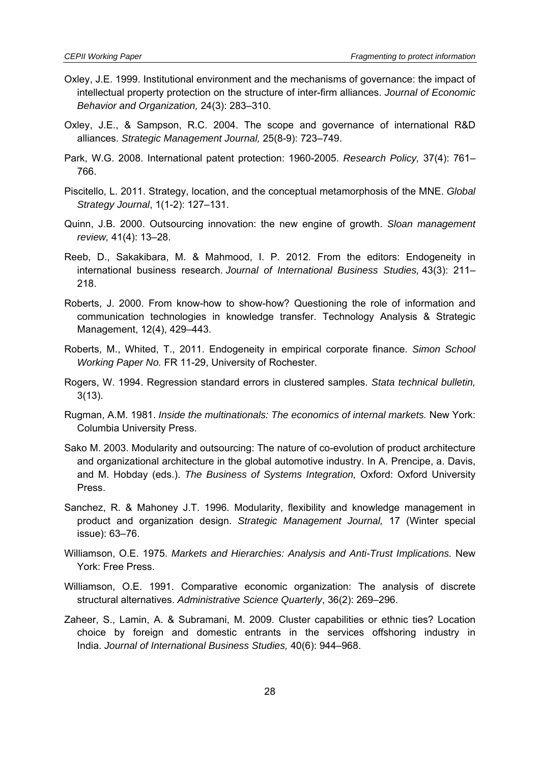Oxley, J.E. 1999. Institutional environment and the mechanisms of governance: the impact of intellectual property protection on the structure of inter-firm alliances. *Journal of Economic Behavior and Organization,* 24(3): 283–310.

Oxley, J.E., & Sampson, R.C. 2004. The scope and governance of international R&D alliances. *Strategic Management Journal,* 25(8-9): 723–749.

Park, W.G. 2008. International patent protection: 1960-2005. *Research Policy,* 37(4): 761–766.

Piscitello, L. 2011. Strategy, location, and the conceptual metamorphosis of the MNE. *Global Strategy Journal*, 1(1-2): 127–131.

Quinn, J.B. 2000. Outsourcing innovation: the new engine of growth. *Sloan management review,* 41(4): 13–28.

Reeb, D., Sakakibara, M. & Mahmood, I. P. 2012. From the editors: Endogeneity in international business research. *Journal of International Business Studies,* 43(3): 211–218.

Roberts, J. 2000. From know-how to show-how? Questioning the role of information and communication technologies in knowledge transfer. Technology Analysis & Strategic Management, 12(4), 429–443.

Roberts, M., Whited, T., 2011. Endogeneity in empirical corporate finance. *Simon School Working Paper No.* FR 11-29, University of Rochester.

Rogers, W. 1994. Regression standard errors in clustered samples. *Stata technical bulletin,* 3(13).

Rugman, A.M. 1981. *Inside the multinationals: The economics of internal markets.* New York: Columbia University Press.

Sako M. 2003. Modularity and outsourcing: The nature of co-evolution of product architecture and organizational architecture in the global automotive industry. In A. Prencipe, a. Davis, and M. Hobday (eds.). *The Business of Systems Integration,* Oxford: Oxford University Press.

Sanchez, R. & Mahoney J.T. 1996. Modularity, flexibility and knowledge management in product and organization design. *Strategic Management Journal,* 17 (Winter special issue): 63–76.

Williamson, O.E. 1975. *Markets and Hierarchies: Analysis and Anti-Trust Implications.* New York: Free Press.

Williamson, O.E. 1991. Comparative economic organization: The analysis of discrete structural alternatives. *Administrative Science Quarterly*, 36(2): 269–296.

Zaheer, S., Lamin, A. & Subramani, M. 2009. Cluster capabilities or ethnic ties? Location choice by foreign and domestic entrants in the services offshoring industry in India. *Journal of International Business Studies,* 40(6): 944–968.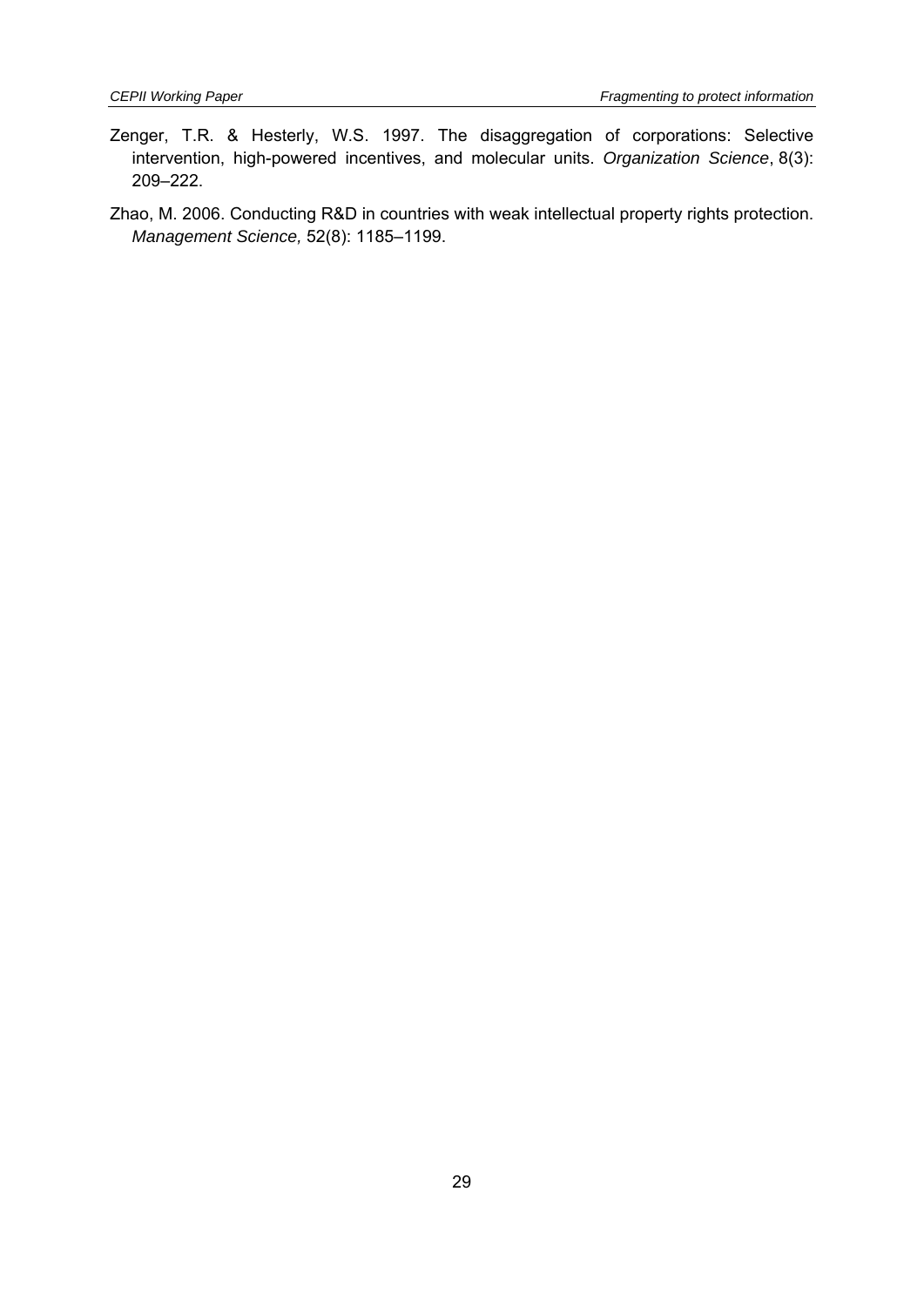Zenger, T.R. & Hesterly, W.S. 1997. The disaggregation of corporations: Selective intervention, high-powered incentives, and molecular units. *Organization Science*, 8(3): 209–222.

Zhao, M. 2006. Conducting R&D in countries with weak intellectual property rights protection. *Management Science,* 52(8): 1185–1199.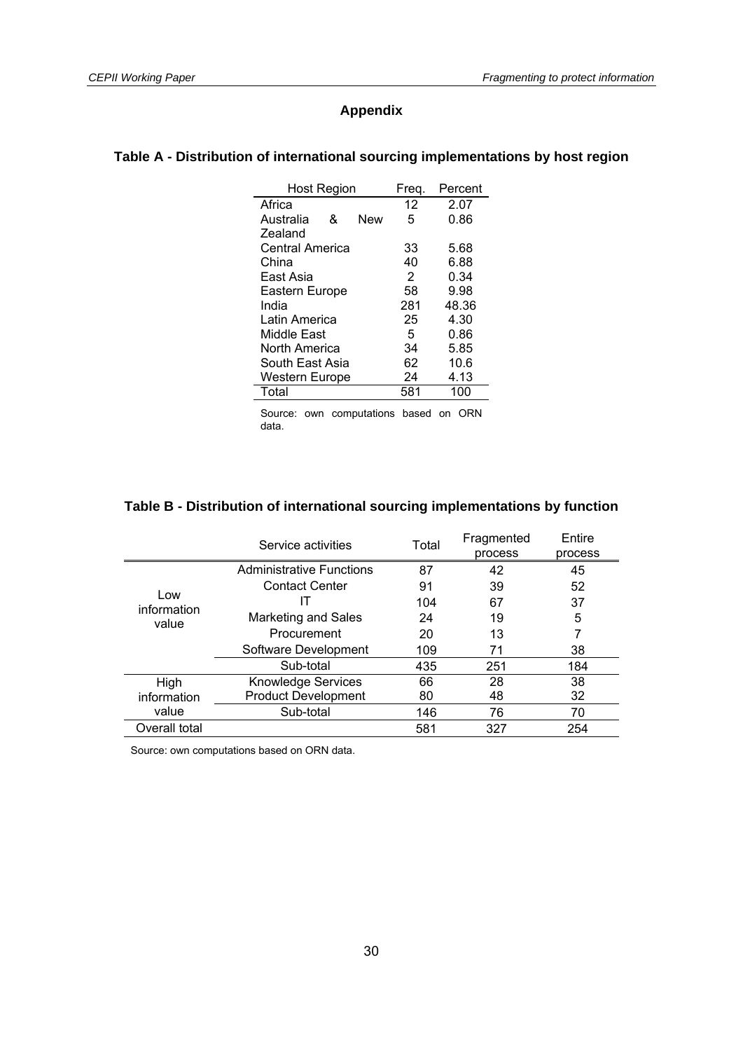# Appendix

## Table A - Distribution of international sourcing implementations by host region

| Host Region | Freq. | Percent |
|---|---|---|
| Africa | 12 | 2.07 |
| Australia & New Zealand | 5 | 0.86 |
| Central America | 33 | 5.68 |
| China | 40 | 6.88 |
| East Asia | 2 | 0.34 |
| Eastern Europe | 58 | 9.98 |
| India | 281 | 48.36 |
| Latin America | 25 | 4.30 |
| Middle East | 5 | 0.86 |
| North America | 34 | 5.85 |
| South East Asia | 62 | 10.6 |
| Western Europe | 24 | 4.13 |
| Total | 581 | 100 |

Source: own computations based on ORN data.

## Table B - Distribution of international sourcing implementations by function

| | Service activities | Total | Fragmented process | Entire process |
|---|---|---|---|---|
| Low information value | Administrative Functions | 87 | 42 | 45 |
| | Contact Center | 91 | 39 | 52 |
| | IT | 104 | 67 | 37 |
| | Marketing and Sales | 24 | 19 | 5 |
| | Procurement | 20 | 13 | 7 |
| | Software Development | 109 | 71 | 38 |
| | Sub-total | 435 | 251 | 184 |
| High information value | Knowledge Services | 66 | 28 | 38 |
| | Product Development | 80 | 48 | 32 |
| | Sub-total | 146 | 76 | 70 |
| Overall total | | 581 | 327 | 254 |

Source: own computations based on ORN data.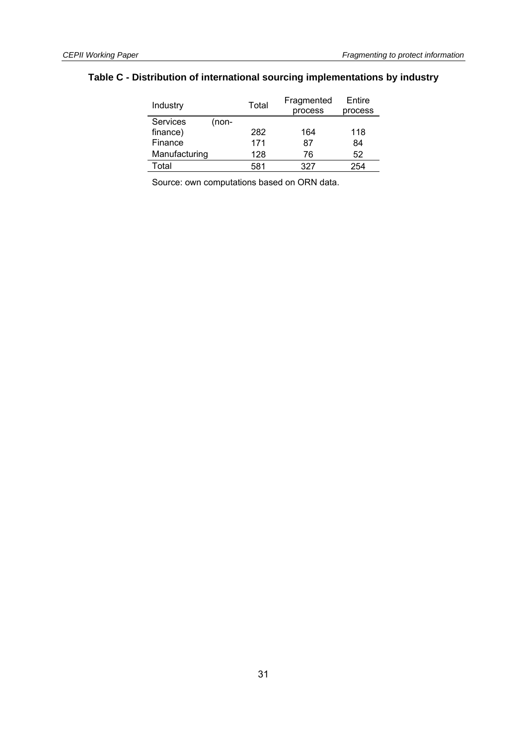**Table C - Distribution of international sourcing implementations by industry**

| Industry | Total | Fragmented process | Entire process |
|---|---|---|---|
| Services (non-finance) | 282 | 164 | 118 |
| Finance | 171 | 87 | 84 |
| Manufacturing | 128 | 76 | 52 |
| Total | 581 | 327 | 254 |

Source: own computations based on ORN data.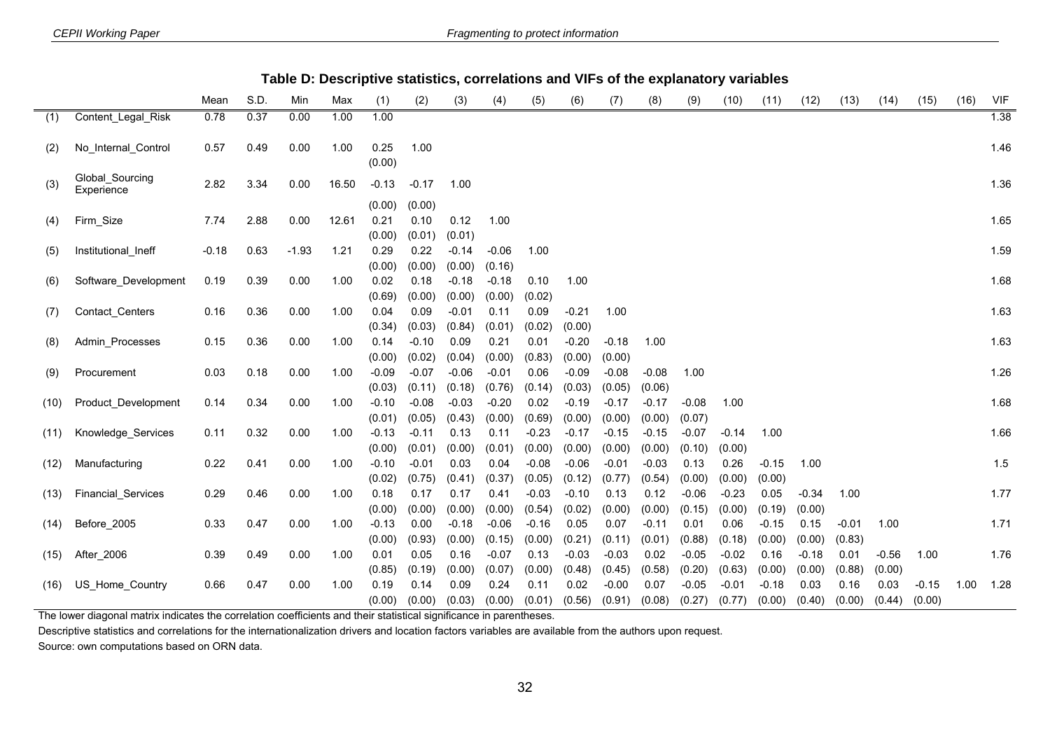**Table D: Descriptive statistics, correlations and VIFs of the explanatory variables**

| | | Mean | S.D. | Min | Max | (1) | (2) | (3) | (4) | (5) | (6) | (7) | (8) | (9) | (10) | (11) | (12) | (13) | (14) | (15) | (16) | VIF |
|---|---|---|---|---|---|---|---|---|---|---|---|---|---|---|---|---|---|---|---|---|---|---|
| (1) | Content_Legal_Risk | 0.78 | 0.37 | 0.00 | 1.00 | 1.00 | | | | | | | | | | | | | | | | 1.38 |
| (2) | No_Internal_Control | 0.57 | 0.49 | 0.00 | 1.00 | 0.25 | 1.00 | | | | | | | | | | | | | | | 1.46 |
| | | | | | | (0.00) | | | | | | | | | | | | | | | | |
| (3) | Global_Sourcing Experience | 2.82 | 3.34 | 0.00 | 16.50 | -0.13 | -0.17 | 1.00 | | | | | | | | | | | | | | 1.36 |
| | | | | | | (0.00) | (0.00) | | | | | | | | | | | | | | | |
| (4) | Firm_Size | 7.74 | 2.88 | 0.00 | 12.61 | 0.21 | 0.10 | 0.12 | 1.00 | | | | | | | | | | | | | 1.65 |
| | | | | | | (0.00) | (0.01) | (0.01) | | | | | | | | | | | | | | |
| (5) | Institutional_Ineff | -0.18 | 0.63 | -1.93 | 1.21 | 0.29 | 0.22 | -0.14 | -0.06 | 1.00 | | | | | | | | | | | | 1.59 |
| | | | | | | (0.00) | (0.00) | (0.00) | (0.16) | | | | | | | | | | | | | |
| (6) | Software_Development | 0.19 | 0.39 | 0.00 | 1.00 | 0.02 | 0.18 | -0.18 | -0.18 | 0.10 | 1.00 | | | | | | | | | | | 1.68 |
| | | | | | | (0.69) | (0.00) | (0.00) | (0.00) | (0.02) | | | | | | | | | | | | |
| (7) | Contact_Centers | 0.16 | 0.36 | 0.00 | 1.00 | 0.04 | 0.09 | -0.01 | 0.11 | 0.09 | -0.21 | 1.00 | | | | | | | | | | 1.63 |
| | | | | | | (0.34) | (0.03) | (0.84) | (0.01) | (0.02) | (0.00) | | | | | | | | | | | |
| (8) | Admin_Processes | 0.15 | 0.36 | 0.00 | 1.00 | 0.14 | -0.10 | 0.09 | 0.21 | 0.01 | -0.20 | -0.18 | 1.00 | | | | | | | | | 1.63 |
| | | | | | | (0.00) | (0.02) | (0.04) | (0.00) | (0.83) | (0.00) | (0.00) | | | | | | | | | | |
| (9) | Procurement | 0.03 | 0.18 | 0.00 | 1.00 | -0.09 | -0.07 | -0.06 | -0.01 | 0.06 | -0.09 | -0.08 | -0.08 | 1.00 | | | | | | | | 1.26 |
| | | | | | | (0.03) | (0.11) | (0.18) | (0.76) | (0.14) | (0.03) | (0.05) | (0.06) | | | | | | | | | |
| (10) | Product_Development | 0.14 | 0.34 | 0.00 | 1.00 | -0.10 | -0.08 | -0.03 | -0.20 | 0.02 | -0.19 | -0.17 | -0.17 | -0.08 | 1.00 | | | | | | | 1.68 |
| | | | | | | (0.01) | (0.05) | (0.43) | (0.00) | (0.69) | (0.00) | (0.00) | (0.00) | (0.07) | | | | | | | | |
| (11) | Knowledge_Services | 0.11 | 0.32 | 0.00 | 1.00 | -0.13 | -0.11 | 0.13 | 0.11 | -0.23 | -0.17 | -0.15 | -0.15 | -0.07 | -0.14 | 1.00 | | | | | | 1.66 |
| | | | | | | (0.00) | (0.01) | (0.00) | (0.01) | (0.00) | (0.00) | (0.00) | (0.00) | (0.10) | (0.00) | | | | | | | |
| (12) | Manufacturing | 0.22 | 0.41 | 0.00 | 1.00 | -0.10 | -0.01 | 0.03 | 0.04 | -0.08 | -0.06 | -0.01 | -0.03 | 0.13 | 0.26 | -0.15 | 1.00 | | | | | 1.5 |
| | | | | | | (0.02) | (0.75) | (0.41) | (0.37) | (0.05) | (0.12) | (0.77) | (0.54) | (0.00) | (0.00) | (0.00) | | | | | | |
| (13) | Financial_Services | 0.29 | 0.46 | 0.00 | 1.00 | 0.18 | 0.17 | 0.17 | 0.41 | -0.03 | -0.10 | 0.13 | 0.12 | -0.06 | -0.23 | 0.05 | -0.34 | 1.00 | | | | 1.77 |
| | | | | | | (0.00) | (0.00) | (0.00) | (0.00) | (0.54) | (0.02) | (0.00) | (0.00) | (0.15) | (0.00) | (0.19) | (0.00) | | | | | |
| (14) | Before_2005 | 0.33 | 0.47 | 0.00 | 1.00 | -0.13 | 0.00 | -0.18 | -0.06 | -0.16 | 0.05 | 0.07 | -0.11 | 0.01 | 0.06 | -0.15 | 0.15 | -0.01 | 1.00 | | | 1.71 |
| | | | | | | (0.00) | (0.93) | (0.00) | (0.15) | (0.00) | (0.21) | (0.11) | (0.01) | (0.88) | (0.18) | (0.00) | (0.00) | (0.83) | | | | |
| (15) | After_2006 | 0.39 | 0.49 | 0.00 | 1.00 | 0.01 | 0.05 | 0.16 | -0.07 | 0.13 | -0.03 | -0.03 | 0.02 | -0.05 | -0.02 | 0.16 | -0.18 | 0.01 | -0.56 | 1.00 | | 1.76 |
| | | | | | | (0.85) | (0.19) | (0.00) | (0.07) | (0.00) | (0.48) | (0.45) | (0.58) | (0.20) | (0.63) | (0.00) | (0.00) | (0.88) | (0.00) | | | |
| (16) | US_Home_Country | 0.66 | 0.47 | 0.00 | 1.00 | 0.19 | 0.14 | 0.09 | 0.24 | 0.11 | 0.02 | -0.00 | 0.07 | -0.05 | -0.01 | -0.18 | 0.03 | 0.16 | 0.03 | -0.15 | 1.00 | 1.28 |
| | | | | | | (0.00) | (0.00) | (0.03) | (0.00) | (0.01) | (0.56) | (0.91) | (0.08) | (0.27) | (0.77) | (0.00) | (0.40) | (0.00) | (0.44) | (0.00) | | |

The lower diagonal matrix indicates the correlation coefficients and their statistical significance in parentheses.

Descriptive statistics and correlations for the internationalization drivers and location factors variables are available from the authors upon request.

Source: own computations based on ORN data.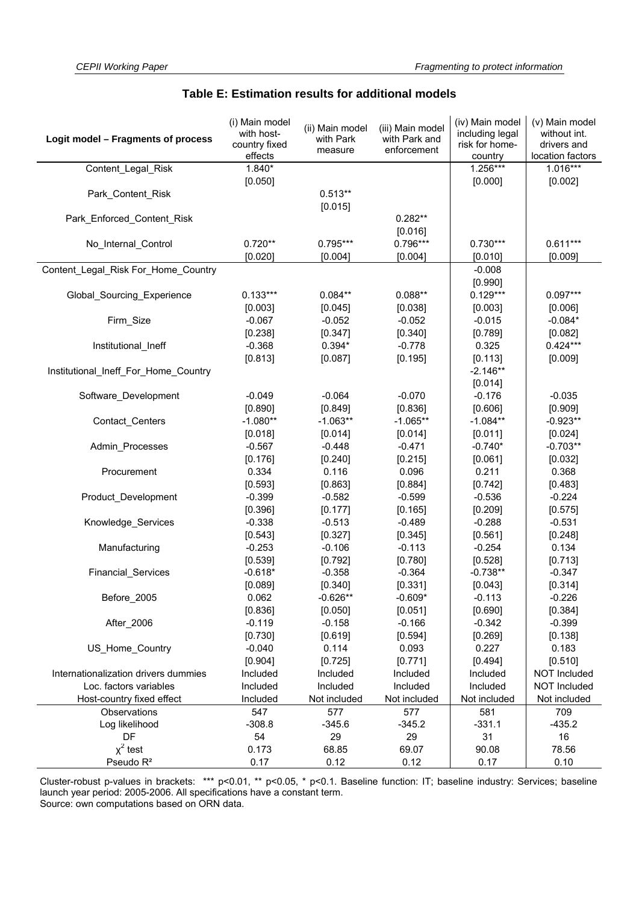**Table E: Estimation results for additional models**

| Logit model – Fragments of process | (i) Main model with host-country fixed effects | (ii) Main model with Park measure | (iii) Main model with Park and enforcement | (iv) Main model including legal risk for home-country | (v) Main model without int. drivers and location factors |
|---|---|---|---|---|---|
| Content_Legal_Risk | 1.840* | | | 1.256*** | 1.016*** |
| | [0.050] | | | [0.000] | [0.002] |
| Park_Content_Risk | | 0.513** | | | |
| | | [0.015] | | | |
| Park_Enforced_Content_Risk | | | 0.282** | | |
| | | | [0.016] | | |
| No_Internal_Control | 0.720** | 0.795*** | 0.796*** | 0.730*** | 0.611*** |
| | [0.020] | [0.004] | [0.004] | [0.010] | [0.009] |
| Content_Legal_Risk For_Home_Country | | | | -0.008 | |
| | | | | [0.990] | |
| Global_Sourcing_Experience | 0.133*** | 0.084** | 0.088** | 0.129*** | 0.097*** |
| | [0.003] | [0.045] | [0.038] | [0.003] | [0.006] |
| Firm_Size | -0.067 | -0.052 | -0.052 | -0.015 | -0.084* |
| | [0.238] | [0.347] | [0.340] | [0.789] | [0.082] |
| Institutional_Ineff | -0.368 | 0.394* | -0.778 | 0.325 | 0.424*** |
| | [0.813] | [0.087] | [0.195] | [0.113] | [0.009] |
| Institutional_Ineff_For_Home_Country | | | | -2.146** | |
| | | | | [0.014] | |
| Software_Development | -0.049 | -0.064 | -0.070 | -0.176 | -0.035 |
| | [0.890] | [0.849] | [0.836] | [0.606] | [0.909] |
| Contact_Centers | -1.080** | -1.063** | -1.065** | -1.084** | -0.923** |
| | [0.018] | [0.014] | [0.014] | [0.011] | [0.024] |
| Admin_Processes | -0.567 | -0.448 | -0.471 | -0.740* | -0.703** |
| | [0.176] | [0.240] | [0.215] | [0.061] | [0.032] |
| Procurement | 0.334 | 0.116 | 0.096 | 0.211 | 0.368 |
| | [0.593] | [0.863] | [0.884] | [0.742] | [0.483] |
| Product_Development | -0.399 | -0.582 | -0.599 | -0.536 | -0.224 |
| | [0.396] | [0.177] | [0.165] | [0.209] | [0.575] |
| Knowledge_Services | -0.338 | -0.513 | -0.489 | -0.288 | -0.531 |
| | [0.543] | [0.327] | [0.345] | [0.561] | [0.248] |
| Manufacturing | -0.253 | -0.106 | -0.113 | -0.254 | 0.134 |
| | [0.539] | [0.792] | [0.780] | [0.528] | [0.713] |
| Financial_Services | -0.618* | -0.358 | -0.364 | -0.738** | -0.347 |
| | [0.089] | [0.340] | [0.331] | [0.043] | [0.314] |
| Before_2005 | 0.062 | -0.626** | -0.609* | -0.113 | -0.226 |
| | [0.836] | [0.050] | [0.051] | [0.690] | [0.384] |
| After_2006 | -0.119 | -0.158 | -0.166 | -0.342 | -0.399 |
| | [0.730] | [0.619] | [0.594] | [0.269] | [0.138] |
| US_Home_Country | -0.040 | 0.114 | 0.093 | 0.227 | 0.183 |
| | [0.904] | [0.725] | [0.771] | [0.494] | [0.510] |
| Internationalization drivers dummies | Included | Included | Included | Included | NOT Included |
| Loc. factors variables | Included | Included | Included | Included | NOT Included |
| Host-country fixed effect | Included | Not included | Not included | Not included | Not included |
| Observations | 547 | 577 | 577 | 581 | 709 |
| Log likelihood | -308.8 | -345.6 | -345.2 | -331.1 | -435.2 |
| DF | 54 | 29 | 29 | 31 | 16 |
| $\chi^2$ test | 0.173 | 68.85 | 69.07 | 90.08 | 78.56 |
| Pseudo $R^2$ | 0.17 | 0.12 | 0.12 | 0.17 | 0.10 |

Cluster-robust p-values in brackets: *** p<0.01, ** p<0.05, * p<0.1. Baseline function: IT; baseline industry: Services; baseline launch year period: 2005-2006. All specifications have a constant term.
Source: own computations based on ORN data.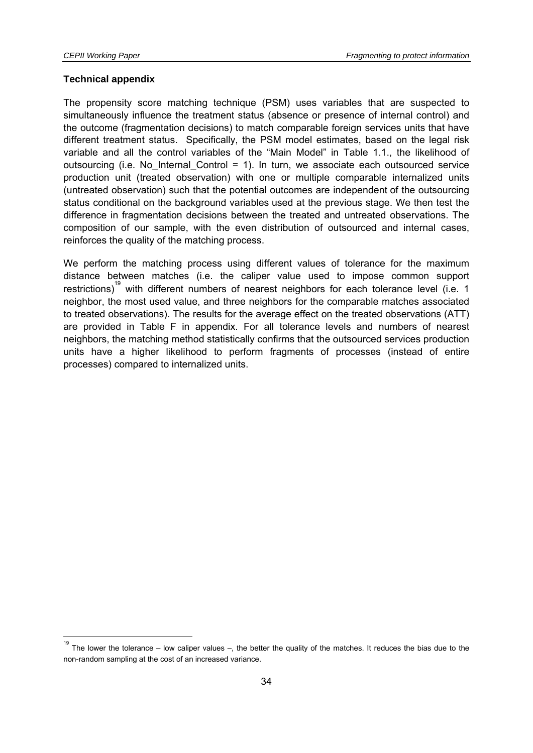**Technical appendix**

The propensity score matching technique (PSM) uses variables that are suspected to simultaneously influence the treatment status (absence or presence of internal control) and the outcome (fragmentation decisions) to match comparable foreign services units that have different treatment status. Specifically, the PSM model estimates, based on the legal risk variable and all the control variables of the "Main Model" in Table 1.1., the likelihood of outsourcing (i.e. No_Internal_Control = 1). In turn, we associate each outsourced service production unit (treated observation) with one or multiple comparable internalized units (untreated observation) such that the potential outcomes are independent of the outsourcing status conditional on the background variables used at the previous stage. We then test the difference in fragmentation decisions between the treated and untreated observations. The composition of our sample, with the even distribution of outsourced and internal cases, reinforces the quality of the matching process.

We perform the matching process using different values of tolerance for the maximum distance between matches (i.e. the caliper value used to impose common support restrictions)[19] with different numbers of nearest neighbors for each tolerance level (i.e. 1 neighbor, the most used value, and three neighbors for the comparable matches associated to treated observations). The results for the average effect on the treated observations (ATT) are provided in Table F in appendix. For all tolerance levels and numbers of nearest neighbors, the matching method statistically confirms that the outsourced services production units have a higher likelihood to perform fragments of processes (instead of entire processes) compared to internalized units.

[19] The lower the tolerance – low caliper values –, the better the quality of the matches. It reduces the bias due to the non-random sampling at the cost of an increased variance.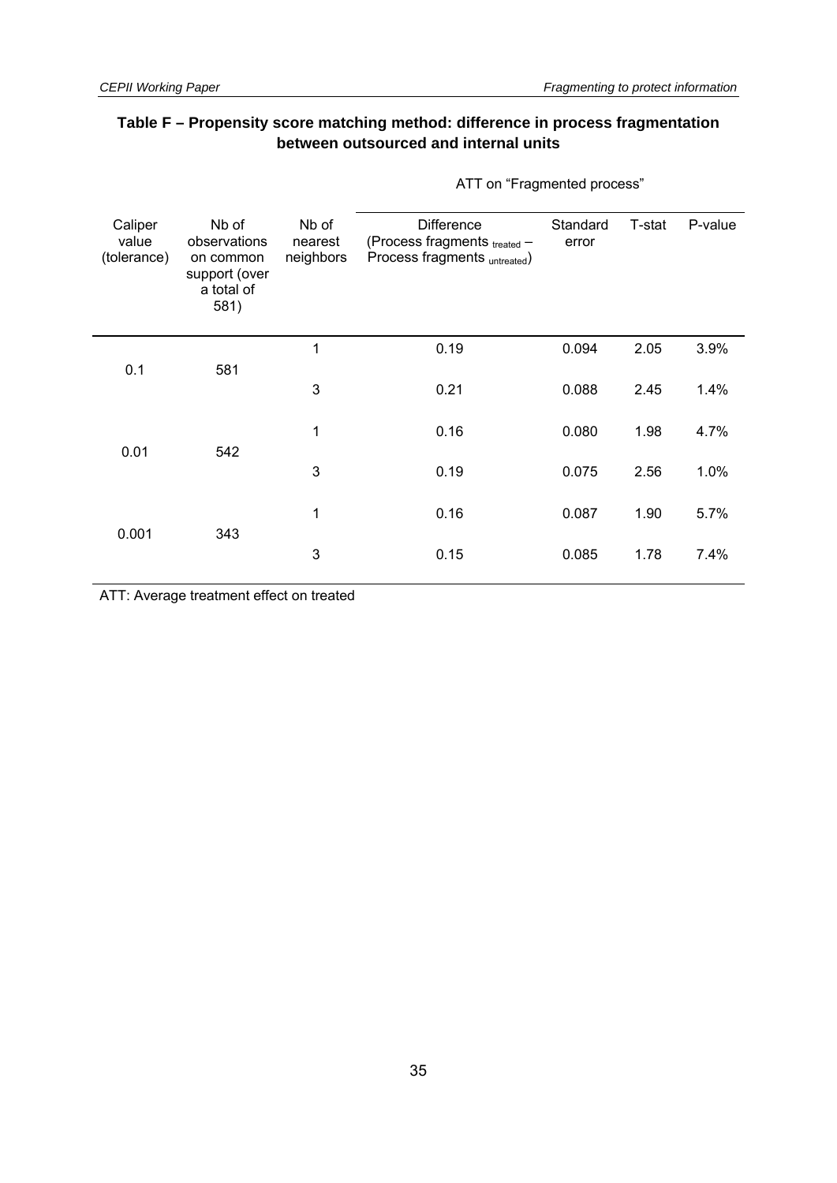**Table F – Propensity score matching method: difference in process fragmentation between outsourced and internal units**

| Caliper value (tolerance) | Nb of observations on common support (over a total of 581) | Nb of nearest neighbors | ATT on "Fragmented process" Difference (Process fragments $_{treated}$ – Process fragments $_{untreated}$) | Standard error | T-stat | P-value |
|---|---|---|---|---|---|---|
| 0.1 | 581 | 1 | 0.19 | 0.094 | 2.05 | 3.9% |
| | | 3 | 0.21 | 0.088 | 2.45 | 1.4% |
| 0.01 | 542 | 1 | 0.16 | 0.080 | 1.98 | 4.7% |
| | | 3 | 0.19 | 0.075 | 2.56 | 1.0% |
| 0.001 | 343 | 1 | 0.16 | 0.087 | 1.90 | 5.7% |
| | | 3 | 0.15 | 0.085 | 1.78 | 7.4% |

ATT: Average treatment effect on treated